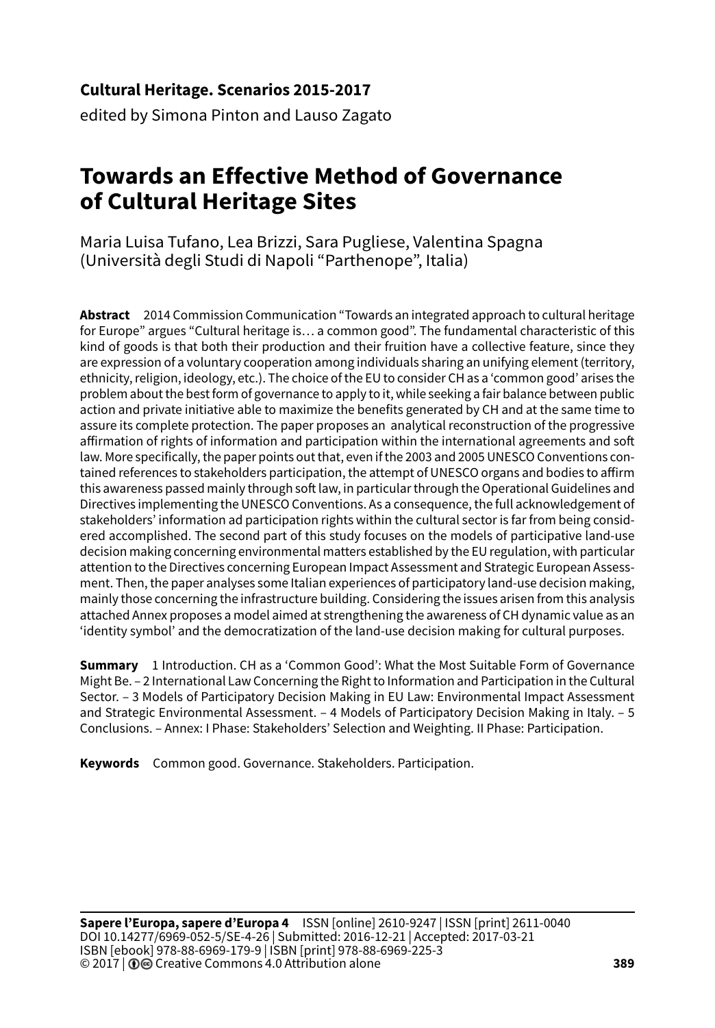**Cultural Heritage. Scenarios 2015-2017**

edited by Simona Pinton and Lauso Zagato

# Towards an Effective Method of Governance of Cultural Heritage Sites

Maria Luisa Tufano, Lea Brizzi, Sara Pugliese, Valentina Spagna
(Università degli Studi di Napoli "Parthenope", Italia)

**Abstract** 2014 Commission Communication "Towards an integrated approach to cultural heritage for Europe" argues "Cultural heritage is… a common good". The fundamental characteristic of this kind of goods is that both their production and their fruition have a collective feature, since they are expression of a voluntary cooperation among individuals sharing an unifying element (territory, ethnicity, religion, ideology, etc.). The choice of the EU to consider CH as a 'common good' arises the problem about the best form of governance to apply to it, while seeking a fair balance between public action and private initiative able to maximize the benefits generated by CH and at the same time to assure its complete protection. The paper proposes an analytical reconstruction of the progressive affirmation of rights of information and participation within the international agreements and soft law. More specifically, the paper points out that, even if the 2003 and 2005 UNESCO Conventions contained references to stakeholders participation, the attempt of UNESCO organs and bodies to affirm this awareness passed mainly through soft law, in particular through the Operational Guidelines and Directives implementing the UNESCO Conventions. As a consequence, the full acknowledgement of stakeholders' information ad participation rights within the cultural sector is far from being considered accomplished. The second part of this study focuses on the models of participative land-use decision making concerning environmental matters established by the EU regulation, with particular attention to the Directives concerning European Impact Assessment and Strategic European Assessment. Then, the paper analyses some Italian experiences of participatory land-use decision making, mainly those concerning the infrastructure building. Considering the issues arisen from this analysis attached Annex proposes a model aimed at strengthening the awareness of CH dynamic value as an 'identity symbol' and the democratization of the land-use decision making for cultural purposes.

**Summary** 1 Introduction. CH as a 'Common Good': What the Most Suitable Form of Governance Might Be. – 2 International Law Concerning the Right to Information and Participation in the Cultural Sector. – 3 Models of Participatory Decision Making in EU Law: Environmental Impact Assessment and Strategic Environmental Assessment. – 4 Models of Participatory Decision Making in Italy. – 5 Conclusions. – Annex: I Phase: Stakeholders' Selection and Weighting. II Phase: Participation.

**Keywords** Common good. Governance. Stakeholders. Participation.

**Sapere l'Europa, sapere d'Europa 4** ISSN [online] 2610-9247 | ISSN [print] 2611-0040
DOI 10.14277/6969-052-5/SE-4-26 | Submitted: 2016-12-21 | Accepted: 2017-03-21
ISBN [ebook] 978-88-6969-179-9 | ISBN [print] 978-88-6969-225-3
© 2017 | Creative Commons 4.0 Attribution alone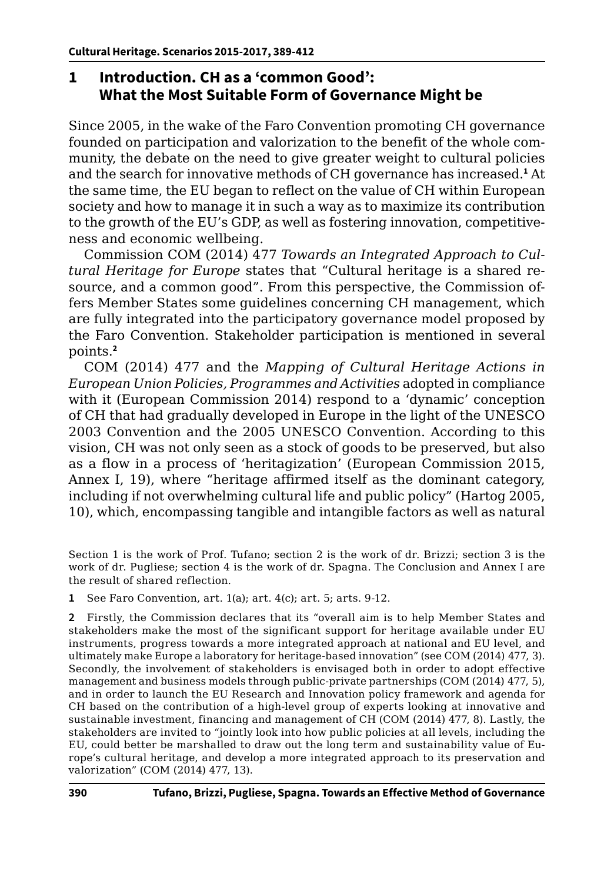## 1 Introduction. CH as a 'common Good': What the Most Suitable Form of Governance Might be

Since 2005, in the wake of the Faro Convention promoting CH governance founded on participation and valorization to the benefit of the whole community, the debate on the need to give greater weight to cultural policies and the search for innovative methods of CH governance has increased.[1] At the same time, the EU began to reflect on the value of CH within European society and how to manage it in such a way as to maximize its contribution to the growth of the EU's GDP, as well as fostering innovation, competitiveness and economic wellbeing.

Commission COM (2014) 477 *Towards an Integrated Approach to Cultural Heritage for Europe* states that "Cultural heritage is a shared resource, and a common good". From this perspective, the Commission offers Member States some guidelines concerning CH management, which are fully integrated into the participatory governance model proposed by the Faro Convention. Stakeholder participation is mentioned in several points.[2]

COM (2014) 477 and the *Mapping of Cultural Heritage Actions in European Union Policies, Programmes and Activities* adopted in compliance with it (European Commission 2014) respond to a 'dynamic' conception of CH that had gradually developed in Europe in the light of the UNESCO 2003 Convention and the 2005 UNESCO Convention. According to this vision, CH was not only seen as a stock of goods to be preserved, but also as a flow in a process of 'heritagization' (European Commission 2015, Annex I, 19), where "heritage affirmed itself as the dominant category, including if not overwhelming cultural life and public policy" (Hartog 2005, 10), which, encompassing tangible and intangible factors as well as natural

Section 1 is the work of Prof. Tufano; section 2 is the work of dr. Brizzi; section 3 is the work of dr. Pugliese; section 4 is the work of dr. Spagna. The Conclusion and Annex I are the result of shared reflection.

[1] See Faro Convention, art. 1(a); art. 4(c); art. 5; arts. 9-12.

[2] Firstly, the Commission declares that its "overall aim is to help Member States and stakeholders make the most of the significant support for heritage available under EU instruments, progress towards a more integrated approach at national and EU level, and ultimately make Europe a laboratory for heritage-based innovation" (see COM (2014) 477, 3). Secondly, the involvement of stakeholders is envisaged both in order to adopt effective management and business models through public-private partnerships (COM (2014) 477, 5), and in order to launch the EU Research and Innovation policy framework and agenda for CH based on the contribution of a high-level group of experts looking at innovative and sustainable investment, financing and management of CH (COM (2014) 477, 8). Lastly, the stakeholders are invited to "jointly look into how public policies at all levels, including the EU, could better be marshalled to draw out the long term and sustainability value of Europe's cultural heritage, and develop a more integrated approach to its preservation and valorization" (COM (2014) 477, 13).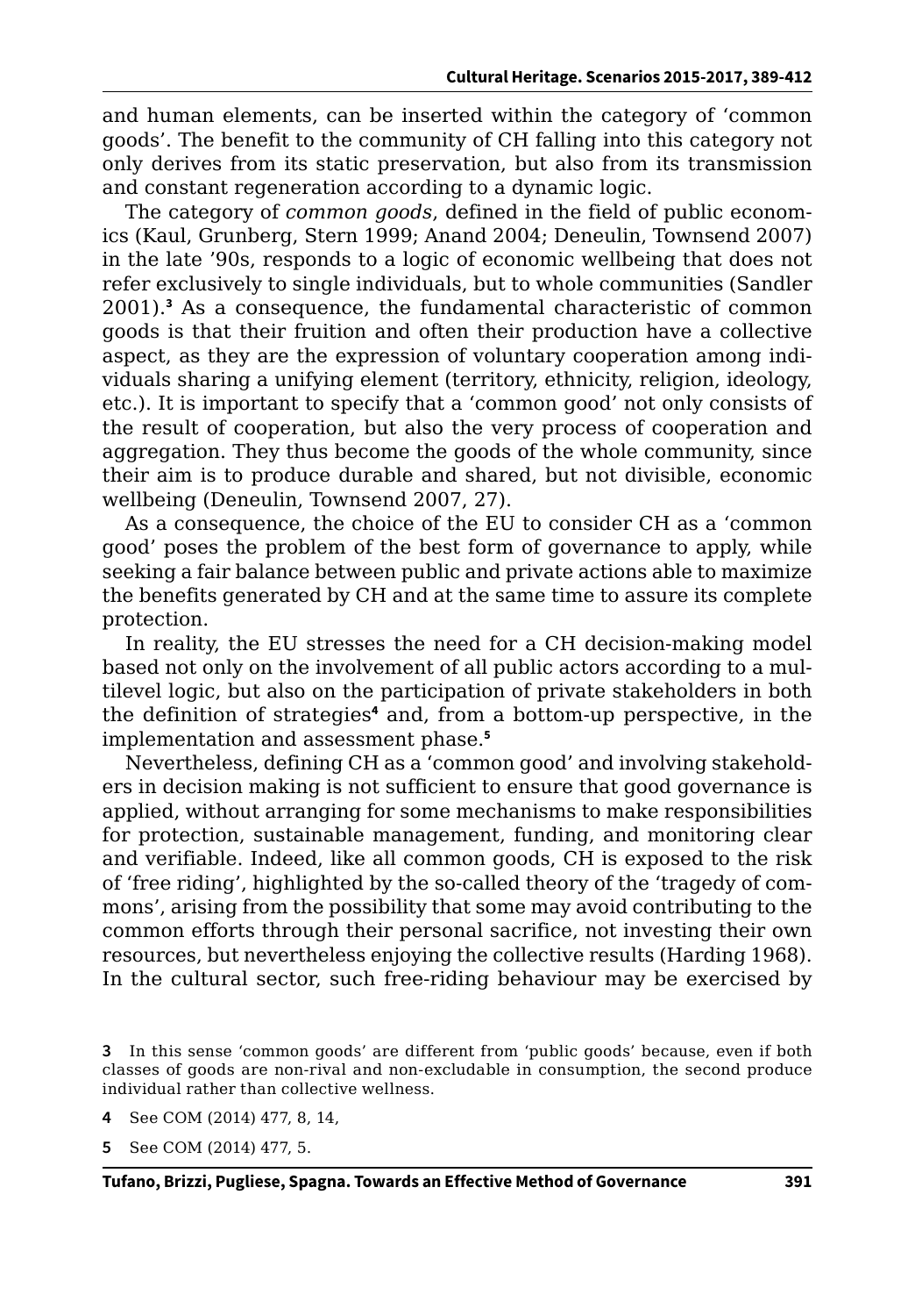and human elements, can be inserted within the category of 'common goods'. The benefit to the community of CH falling into this category not only derives from its static preservation, but also from its transmission and constant regeneration according to a dynamic logic.

The category of *common goods*, defined in the field of public economics (Kaul, Grunberg, Stern 1999; Anand 2004; Deneulin, Townsend 2007) in the late '90s, responds to a logic of economic wellbeing that does not refer exclusively to single individuals, but to whole communities (Sandler 2001).[3] As a consequence, the fundamental characteristic of common goods is that their fruition and often their production have a collective aspect, as they are the expression of voluntary cooperation among individuals sharing a unifying element (territory, ethnicity, religion, ideology, etc.). It is important to specify that a 'common good' not only consists of the result of cooperation, but also the very process of cooperation and aggregation. They thus become the goods of the whole community, since their aim is to produce durable and shared, but not divisible, economic wellbeing (Deneulin, Townsend 2007, 27).

As a consequence, the choice of the EU to consider CH as a 'common good' poses the problem of the best form of governance to apply, while seeking a fair balance between public and private actions able to maximize the benefits generated by CH and at the same time to assure its complete protection.

In reality, the EU stresses the need for a CH decision-making model based not only on the involvement of all public actors according to a multilevel logic, but also on the participation of private stakeholders in both the definition of strategies[4] and, from a bottom-up perspective, in the implementation and assessment phase.[5]

Nevertheless, defining CH as a 'common good' and involving stakeholders in decision making is not sufficient to ensure that good governance is applied, without arranging for some mechanisms to make responsibilities for protection, sustainable management, funding, and monitoring clear and verifiable. Indeed, like all common goods, CH is exposed to the risk of 'free riding', highlighted by the so-called theory of the 'tragedy of commons', arising from the possibility that some may avoid contributing to the common efforts through their personal sacrifice, not investing their own resources, but nevertheless enjoying the collective results (Harding 1968). In the cultural sector, such free-riding behaviour may be exercised by

---

**3** In this sense 'common goods' are different from 'public goods' because, even if both classes of goods are non-rival and non-excludable in consumption, the second produce individual rather than collective wellness.

**4** See COM (2014) 477, 8, 14,

**5** See COM (2014) 477, 5.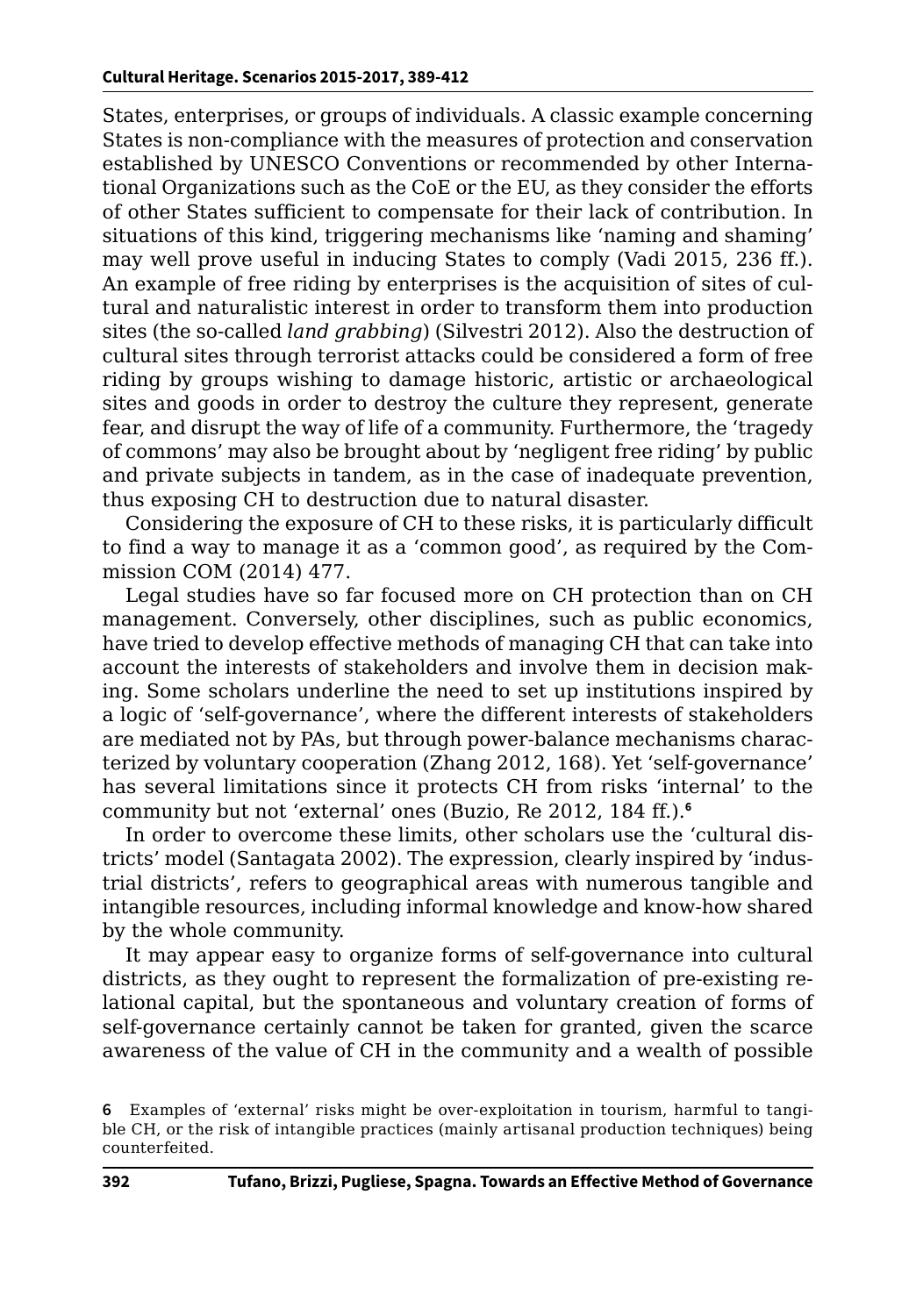States, enterprises, or groups of individuals. A classic example concerning States is non-compliance with the measures of protection and conservation established by UNESCO Conventions or recommended by other International Organizations such as the CoE or the EU, as they consider the efforts of other States sufficient to compensate for their lack of contribution. In situations of this kind, triggering mechanisms like 'naming and shaming' may well prove useful in inducing States to comply (Vadi 2015, 236 ff.). An example of free riding by enterprises is the acquisition of sites of cultural and naturalistic interest in order to transform them into production sites (the so-called *land grabbing*) (Silvestri 2012). Also the destruction of cultural sites through terrorist attacks could be considered a form of free riding by groups wishing to damage historic, artistic or archaeological sites and goods in order to destroy the culture they represent, generate fear, and disrupt the way of life of a community. Furthermore, the 'tragedy of commons' may also be brought about by 'negligent free riding' by public and private subjects in tandem, as in the case of inadequate prevention, thus exposing CH to destruction due to natural disaster.

Considering the exposure of CH to these risks, it is particularly difficult to find a way to manage it as a 'common good', as required by the Commission COM (2014) 477.

Legal studies have so far focused more on CH protection than on CH management. Conversely, other disciplines, such as public economics, have tried to develop effective methods of managing CH that can take into account the interests of stakeholders and involve them in decision making. Some scholars underline the need to set up institutions inspired by a logic of 'self-governance', where the different interests of stakeholders are mediated not by PAs, but through power-balance mechanisms characterized by voluntary cooperation (Zhang 2012, 168). Yet 'self-governance' has several limitations since it protects CH from risks 'internal' to the community but not 'external' ones (Buzio, Re 2012, 184 ff.).[6]

In order to overcome these limits, other scholars use the 'cultural districts' model (Santagata 2002). The expression, clearly inspired by 'industrial districts', refers to geographical areas with numerous tangible and intangible resources, including informal knowledge and know-how shared by the whole community.

It may appear easy to organize forms of self-governance into cultural districts, as they ought to represent the formalization of pre-existing relational capital, but the spontaneous and voluntary creation of forms of self-governance certainly cannot be taken for granted, given the scarce awareness of the value of CH in the community and a wealth of possible

[6] Examples of 'external' risks might be over-exploitation in tourism, harmful to tangible CH, or the risk of intangible practices (mainly artisanal production techniques) being counterfeited.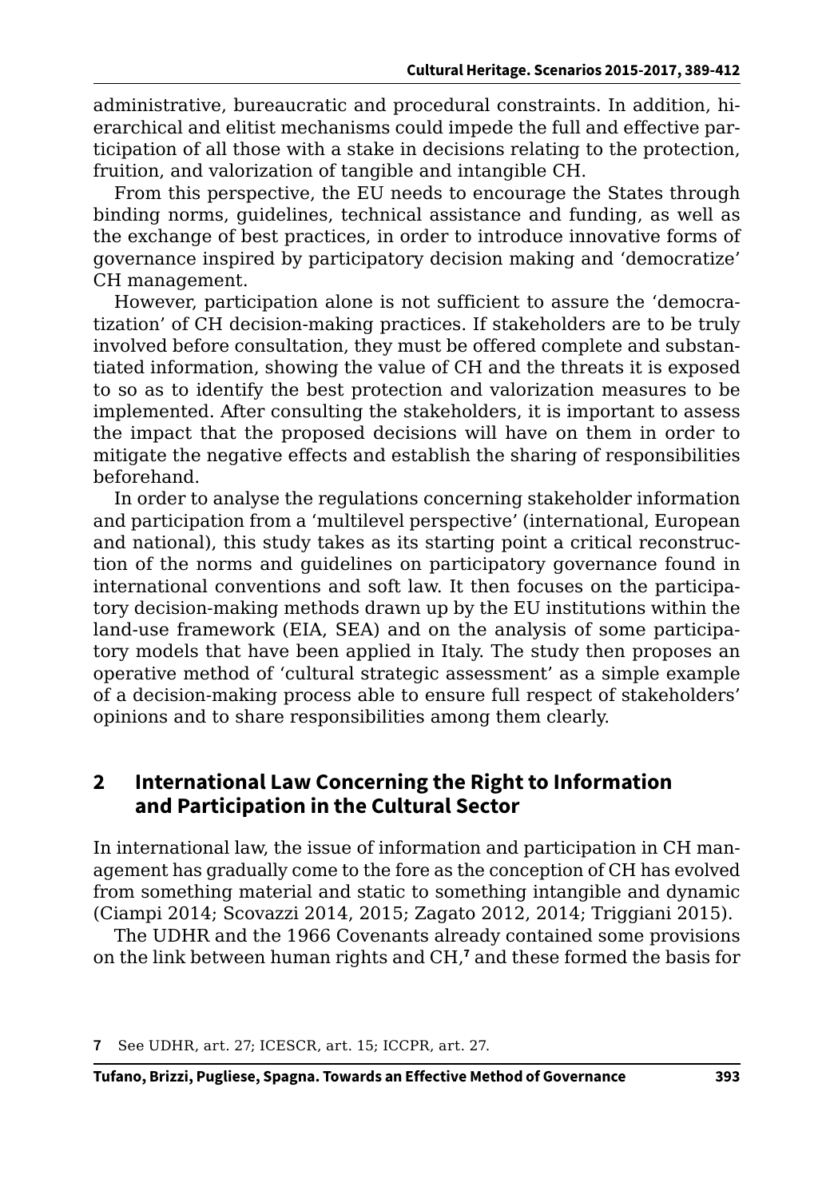administrative, bureaucratic and procedural constraints. In addition, hierarchical and elitist mechanisms could impede the full and effective participation of all those with a stake in decisions relating to the protection, fruition, and valorization of tangible and intangible CH.

From this perspective, the EU needs to encourage the States through binding norms, guidelines, technical assistance and funding, as well as the exchange of best practices, in order to introduce innovative forms of governance inspired by participatory decision making and 'democratize' CH management.

However, participation alone is not sufficient to assure the 'democratization' of CH decision-making practices. If stakeholders are to be truly involved before consultation, they must be offered complete and substantiated information, showing the value of CH and the threats it is exposed to so as to identify the best protection and valorization measures to be implemented. After consulting the stakeholders, it is important to assess the impact that the proposed decisions will have on them in order to mitigate the negative effects and establish the sharing of responsibilities beforehand.

In order to analyse the regulations concerning stakeholder information and participation from a 'multilevel perspective' (international, European and national), this study takes as its starting point a critical reconstruction of the norms and guidelines on participatory governance found in international conventions and soft law. It then focuses on the participatory decision-making methods drawn up by the EU institutions within the land-use framework (EIA, SEA) and on the analysis of some participatory models that have been applied in Italy. The study then proposes an operative method of 'cultural strategic assessment' as a simple example of a decision-making process able to ensure full respect of stakeholders' opinions and to share responsibilities among them clearly.

## 2 International Law Concerning the Right to Information and Participation in the Cultural Sector

In international law, the issue of information and participation in CH management has gradually come to the fore as the conception of CH has evolved from something material and static to something intangible and dynamic (Ciampi 2014; Scovazzi 2014, 2015; Zagato 2012, 2014; Triggiani 2015).

The UDHR and the 1966 Covenants already contained some provisions on the link between human rights and CH,[7] and these formed the basis for

[7] See UDHR, art. 27; ICESCR, art. 15; ICCPR, art. 27.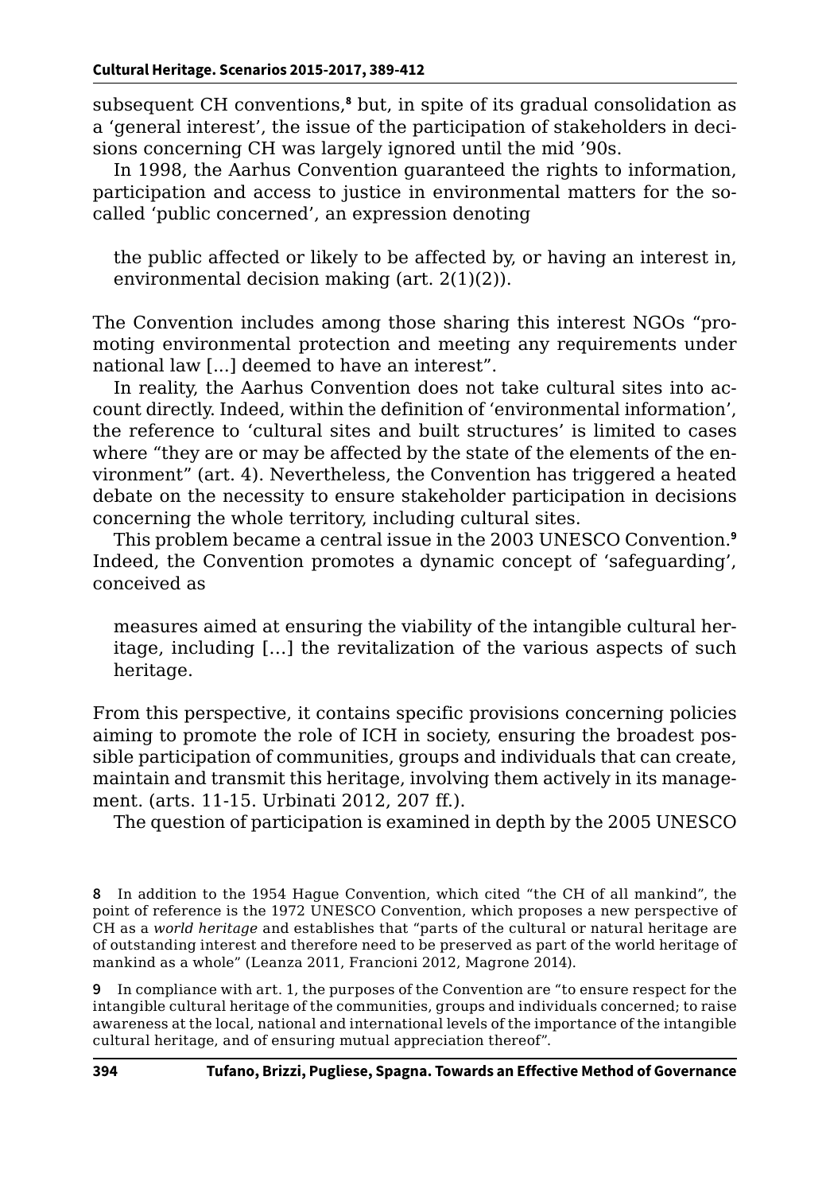subsequent CH conventions,[8] but, in spite of its gradual consolidation as a 'general interest', the issue of the participation of stakeholders in decisions concerning CH was largely ignored until the mid '90s.

In 1998, the Aarhus Convention guaranteed the rights to information, participation and access to justice in environmental matters for the so-called 'public concerned', an expression denoting

> the public affected or likely to be affected by, or having an interest in, environmental decision making (art. 2(1)(2)).

The Convention includes among those sharing this interest NGOs "promoting environmental protection and meeting any requirements under national law [...] deemed to have an interest".

In reality, the Aarhus Convention does not take cultural sites into account directly. Indeed, within the definition of 'environmental information', the reference to 'cultural sites and built structures' is limited to cases where "they are or may be affected by the state of the elements of the environment" (art. 4). Nevertheless, the Convention has triggered a heated debate on the necessity to ensure stakeholder participation in decisions concerning the whole territory, including cultural sites.

This problem became a central issue in the 2003 UNESCO Convention.[9] Indeed, the Convention promotes a dynamic concept of 'safeguarding', conceived as

> measures aimed at ensuring the viability of the intangible cultural heritage, including […] the revitalization of the various aspects of such heritage.

From this perspective, it contains specific provisions concerning policies aiming to promote the role of ICH in society, ensuring the broadest possible participation of communities, groups and individuals that can create, maintain and transmit this heritage, involving them actively in its management. (arts. 11-15. Urbinati 2012, 207 ff.).

The question of participation is examined in depth by the 2005 UNESCO

8 In addition to the 1954 Hague Convention, which cited "the CH of all mankind", the point of reference is the 1972 UNESCO Convention, which proposes a new perspective of CH as a *world heritage* and establishes that "parts of the cultural or natural heritage are of outstanding interest and therefore need to be preserved as part of the world heritage of mankind as a whole" (Leanza 2011, Francioni 2012, Magrone 2014).

9 In compliance with art. 1, the purposes of the Convention are "to ensure respect for the intangible cultural heritage of the communities, groups and individuals concerned; to raise awareness at the local, national and international levels of the importance of the intangible cultural heritage, and of ensuring mutual appreciation thereof".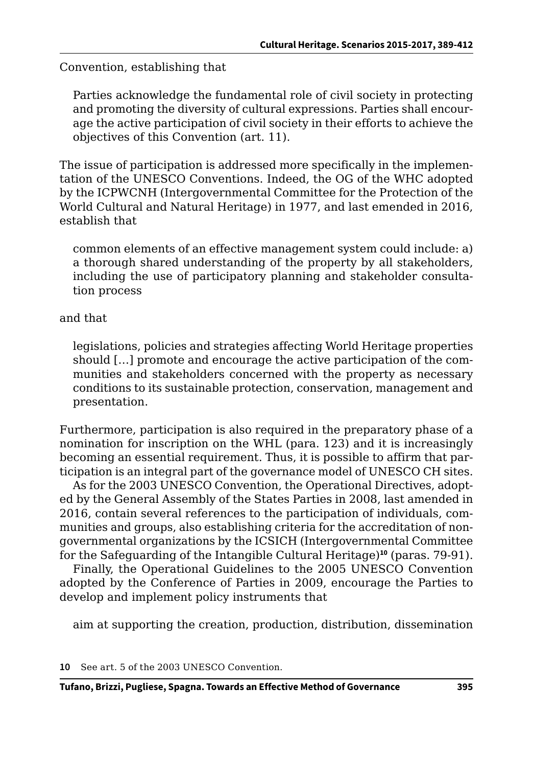Convention, establishing that

> Parties acknowledge the fundamental role of civil society in protecting and promoting the diversity of cultural expressions. Parties shall encourage the active participation of civil society in their efforts to achieve the objectives of this Convention (art. 11).

The issue of participation is addressed more specifically in the implementation of the UNESCO Conventions. Indeed, the OG of the WHC adopted by the ICPWCNH (Intergovernmental Committee for the Protection of the World Cultural and Natural Heritage) in 1977, and last emended in 2016, establish that

> common elements of an effective management system could include: a) a thorough shared understanding of the property by all stakeholders, including the use of participatory planning and stakeholder consultation process

and that

> legislations, policies and strategies affecting World Heritage properties should […] promote and encourage the active participation of the communities and stakeholders concerned with the property as necessary conditions to its sustainable protection, conservation, management and presentation.

Furthermore, participation is also required in the preparatory phase of a nomination for inscription on the WHL (para. 123) and it is increasingly becoming an essential requirement. Thus, it is possible to affirm that participation is an integral part of the governance model of UNESCO CH sites.

As for the 2003 UNESCO Convention, the Operational Directives, adopted by the General Assembly of the States Parties in 2008, last amended in 2016, contain several references to the participation of individuals, communities and groups, also establishing criteria for the accreditation of non-governmental organizations by the ICSICH (Intergovernmental Committee for the Safeguarding of the Intangible Cultural Heritage)[10] (paras. 79-91).

Finally, the Operational Guidelines to the 2005 UNESCO Convention adopted by the Conference of Parties in 2009, encourage the Parties to develop and implement policy instruments that

> aim at supporting the creation, production, distribution, dissemination

10 See art. 5 of the 2003 UNESCO Convention.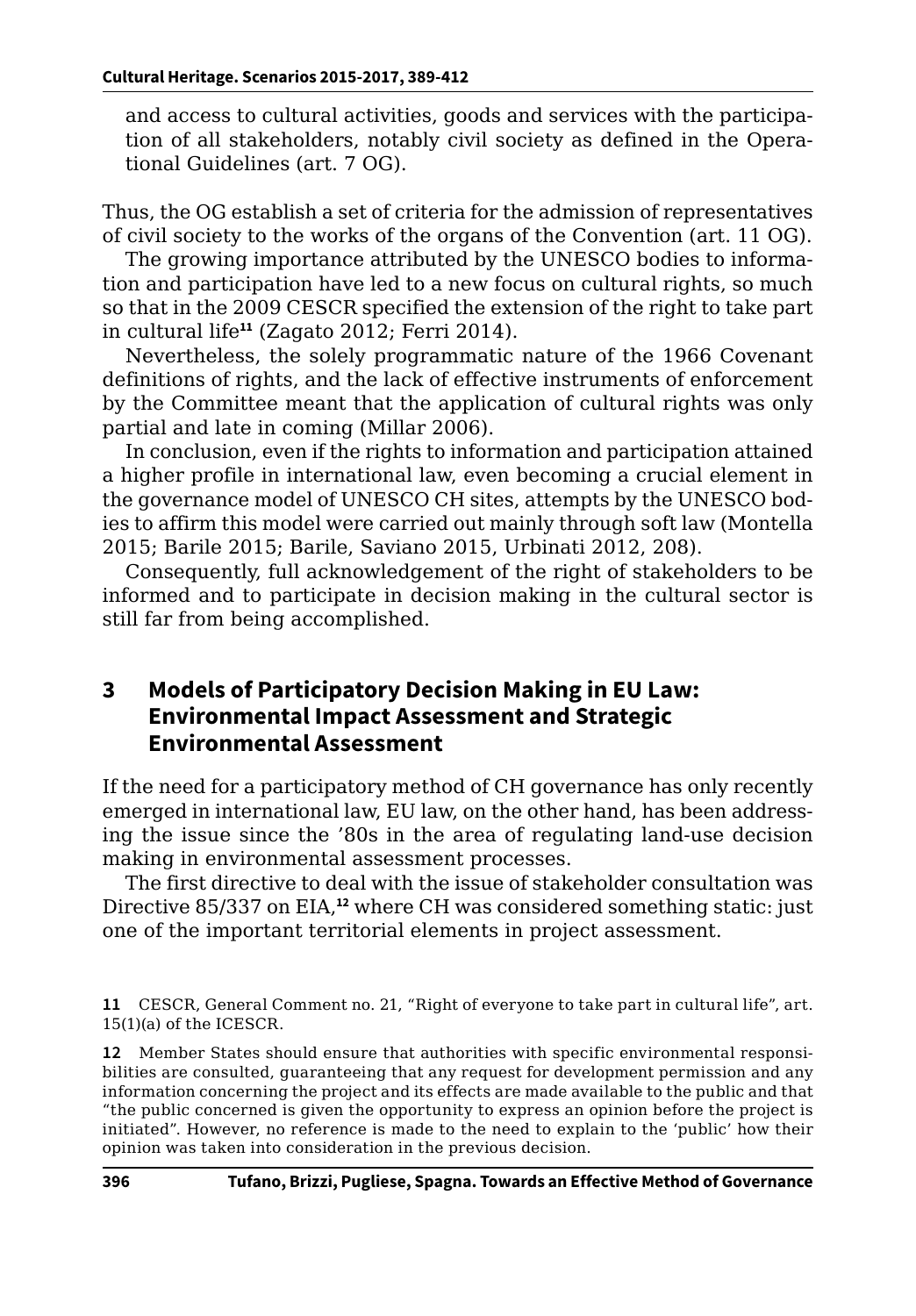and access to cultural activities, goods and services with the participation of all stakeholders, notably civil society as defined in the Operational Guidelines (art. 7 OG).

Thus, the OG establish a set of criteria for the admission of representatives of civil society to the works of the organs of the Convention (art. 11 OG).

The growing importance attributed by the UNESCO bodies to information and participation have led to a new focus on cultural rights, so much so that in the 2009 CESCR specified the extension of the right to take part in cultural life[11] (Zagato 2012; Ferri 2014).

Nevertheless, the solely programmatic nature of the 1966 Covenant definitions of rights, and the lack of effective instruments of enforcement by the Committee meant that the application of cultural rights was only partial and late in coming (Millar 2006).

In conclusion, even if the rights to information and participation attained a higher profile in international law, even becoming a crucial element in the governance model of UNESCO CH sites, attempts by the UNESCO bodies to affirm this model were carried out mainly through soft law (Montella 2015; Barile 2015; Barile, Saviano 2015, Urbinati 2012, 208).

Consequently, full acknowledgement of the right of stakeholders to be informed and to participate in decision making in the cultural sector is still far from being accomplished.

## 3 Models of Participatory Decision Making in EU Law: Environmental Impact Assessment and Strategic Environmental Assessment

If the need for a participatory method of CH governance has only recently emerged in international law, EU law, on the other hand, has been addressing the issue since the '80s in the area of regulating land-use decision making in environmental assessment processes.

The first directive to deal with the issue of stakeholder consultation was Directive 85/337 on EIA,[12] where CH was considered something static: just one of the important territorial elements in project assessment.

---

11 CESCR, General Comment no. 21, "Right of everyone to take part in cultural life", art. 15(1)(a) of the ICESCR.

12 Member States should ensure that authorities with specific environmental responsibilities are consulted, guaranteeing that any request for development permission and any information concerning the project and its effects are made available to the public and that "the public concerned is given the opportunity to express an opinion before the project is initiated". However, no reference is made to the need to explain to the 'public' how their opinion was taken into consideration in the previous decision.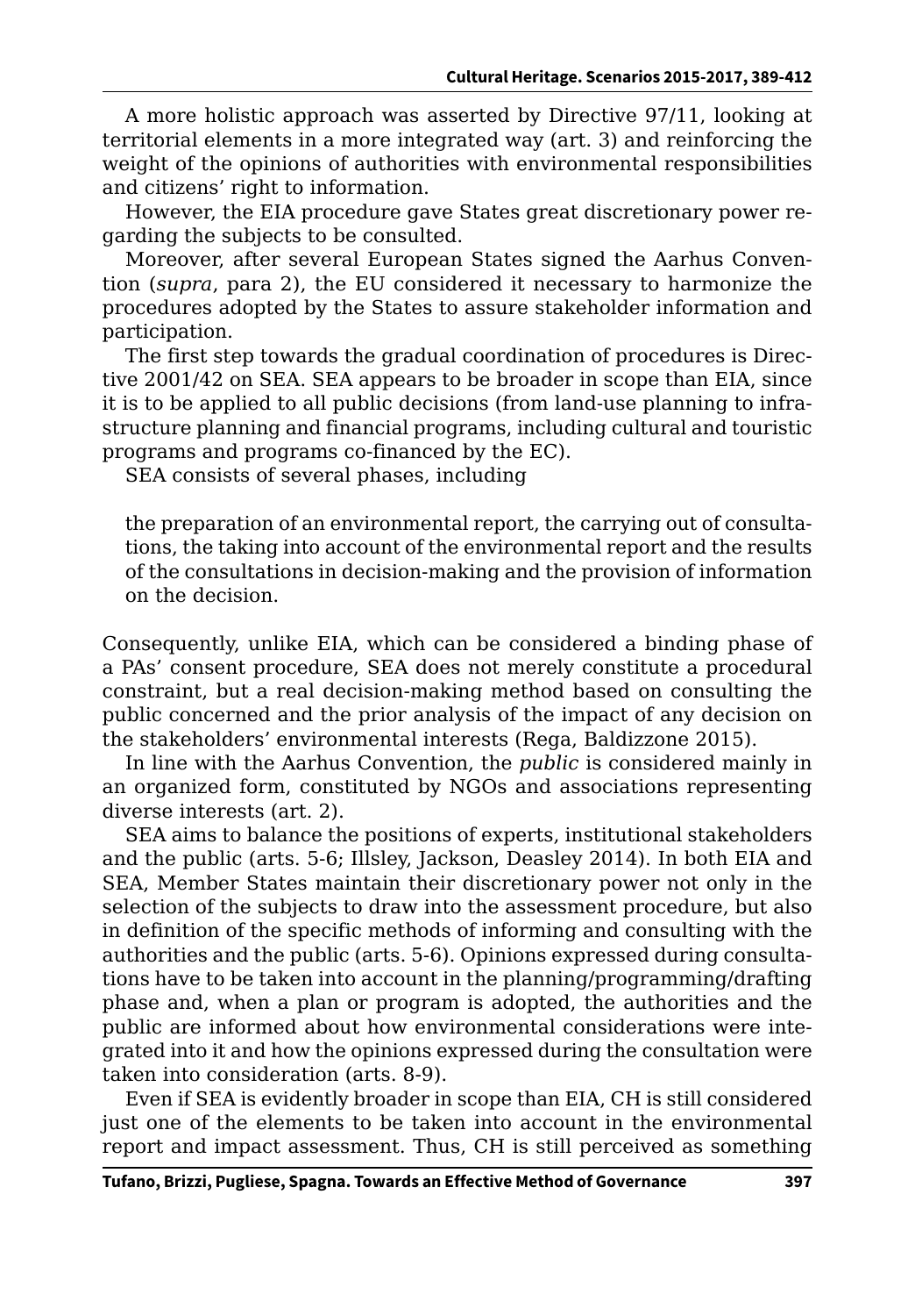A more holistic approach was asserted by Directive 97/11, looking at territorial elements in a more integrated way (art. 3) and reinforcing the weight of the opinions of authorities with environmental responsibilities and citizens' right to information.

However, the EIA procedure gave States great discretionary power regarding the subjects to be consulted.

Moreover, after several European States signed the Aarhus Convention (*supra*, para 2), the EU considered it necessary to harmonize the procedures adopted by the States to assure stakeholder information and participation.

The first step towards the gradual coordination of procedures is Directive 2001/42 on SEA. SEA appears to be broader in scope than EIA, since it is to be applied to all public decisions (from land-use planning to infrastructure planning and financial programs, including cultural and touristic programs and programs co-financed by the EC).

SEA consists of several phases, including

> the preparation of an environmental report, the carrying out of consultations, the taking into account of the environmental report and the results of the consultations in decision-making and the provision of information on the decision.

Consequently, unlike EIA, which can be considered a binding phase of a PAs' consent procedure, SEA does not merely constitute a procedural constraint, but a real decision-making method based on consulting the public concerned and the prior analysis of the impact of any decision on the stakeholders' environmental interests (Rega, Baldizzone 2015).

In line with the Aarhus Convention, the *public* is considered mainly in an organized form, constituted by NGOs and associations representing diverse interests (art. 2).

SEA aims to balance the positions of experts, institutional stakeholders and the public (arts. 5-6; Illsley, Jackson, Deasley 2014). In both EIA and SEA, Member States maintain their discretionary power not only in the selection of the subjects to draw into the assessment procedure, but also in definition of the specific methods of informing and consulting with the authorities and the public (arts. 5-6). Opinions expressed during consultations have to be taken into account in the planning/programming/drafting phase and, when a plan or program is adopted, the authorities and the public are informed about how environmental considerations were integrated into it and how the opinions expressed during the consultation were taken into consideration (arts. 8-9).

Even if SEA is evidently broader in scope than EIA, CH is still considered just one of the elements to be taken into account in the environmental report and impact assessment. Thus, CH is still perceived as something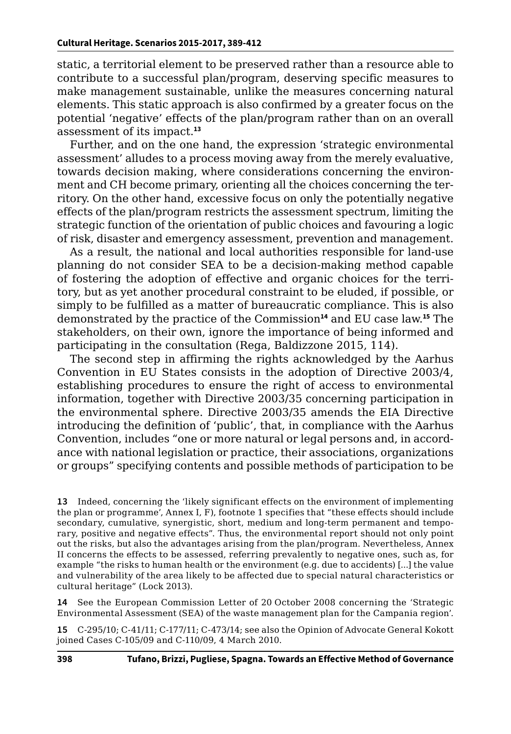static, a territorial element to be preserved rather than a resource able to contribute to a successful plan/program, deserving specific measures to make management sustainable, unlike the measures concerning natural elements. This static approach is also confirmed by a greater focus on the potential 'negative' effects of the plan/program rather than on an overall assessment of its impact.[13]

Further, and on the one hand, the expression 'strategic environmental assessment' alludes to a process moving away from the merely evaluative, towards decision making, where considerations concerning the environment and CH become primary, orienting all the choices concerning the territory. On the other hand, excessive focus on only the potentially negative effects of the plan/program restricts the assessment spectrum, limiting the strategic function of the orientation of public choices and favouring a logic of risk, disaster and emergency assessment, prevention and management.

As a result, the national and local authorities responsible for land-use planning do not consider SEA to be a decision-making method capable of fostering the adoption of effective and organic choices for the territory, but as yet another procedural constraint to be eluded, if possible, or simply to be fulfilled as a matter of bureaucratic compliance. This is also demonstrated by the practice of the Commission[14] and EU case law.[15] The stakeholders, on their own, ignore the importance of being informed and participating in the consultation (Rega, Baldizzone 2015, 114).

The second step in affirming the rights acknowledged by the Aarhus Convention in EU States consists in the adoption of Directive 2003/4, establishing procedures to ensure the right of access to environmental information, together with Directive 2003/35 concerning participation in the environmental sphere. Directive 2003/35 amends the EIA Directive introducing the definition of 'public', that, in compliance with the Aarhus Convention, includes "one or more natural or legal persons and, in accordance with national legislation or practice, their associations, organizations or groups" specifying contents and possible methods of participation to be

13 Indeed, concerning the 'likely significant effects on the environment of implementing the plan or programme', Annex I, F), footnote 1 specifies that "these effects should include secondary, cumulative, synergistic, short, medium and long-term permanent and temporary, positive and negative effects". Thus, the environmental report should not only point out the risks, but also the advantages arising from the plan/program. Nevertheless, Annex II concerns the effects to be assessed, referring prevalently to negative ones, such as, for example "the risks to human health or the environment (e.g. due to accidents) [...] the value and vulnerability of the area likely to be affected due to special natural characteristics or cultural heritage" (Lock 2013).

14 See the European Commission Letter of 20 October 2008 concerning the 'Strategic Environmental Assessment (SEA) of the waste management plan for the Campania region'.

15 C-295/10; C-41/11; C-177/11; C-473/14; see also the Opinion of Advocate General Kokott joined Cases C-105/09 and C-110/09, 4 March 2010.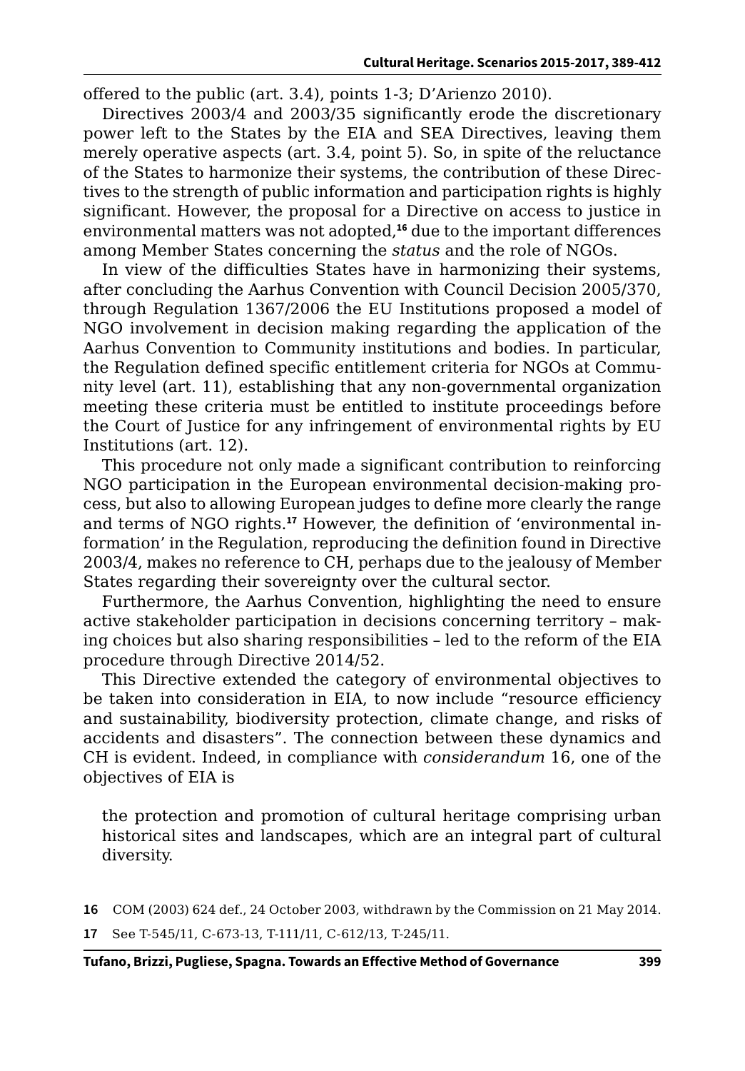offered to the public (art. 3.4), points 1-3; D'Arienzo 2010).

Directives 2003/4 and 2003/35 significantly erode the discretionary power left to the States by the EIA and SEA Directives, leaving them merely operative aspects (art. 3.4, point 5). So, in spite of the reluctance of the States to harmonize their systems, the contribution of these Directives to the strength of public information and participation rights is highly significant. However, the proposal for a Directive on access to justice in environmental matters was not adopted,[16] due to the important differences among Member States concerning the *status* and the role of NGOs.

In view of the difficulties States have in harmonizing their systems, after concluding the Aarhus Convention with Council Decision 2005/370, through Regulation 1367/2006 the EU Institutions proposed a model of NGO involvement in decision making regarding the application of the Aarhus Convention to Community institutions and bodies. In particular, the Regulation defined specific entitlement criteria for NGOs at Community level (art. 11), establishing that any non-governmental organization meeting these criteria must be entitled to institute proceedings before the Court of Justice for any infringement of environmental rights by EU Institutions (art. 12).

This procedure not only made a significant contribution to reinforcing NGO participation in the European environmental decision-making process, but also to allowing European judges to define more clearly the range and terms of NGO rights.[17] However, the definition of 'environmental information' in the Regulation, reproducing the definition found in Directive 2003/4, makes no reference to CH, perhaps due to the jealousy of Member States regarding their sovereignty over the cultural sector.

Furthermore, the Aarhus Convention, highlighting the need to ensure active stakeholder participation in decisions concerning territory – making choices but also sharing responsibilities – led to the reform of the EIA procedure through Directive 2014/52.

This Directive extended the category of environmental objectives to be taken into consideration in EIA, to now include "resource efficiency and sustainability, biodiversity protection, climate change, and risks of accidents and disasters". The connection between these dynamics and CH is evident. Indeed, in compliance with *considerandum* 16, one of the objectives of EIA is

> the protection and promotion of cultural heritage comprising urban historical sites and landscapes, which are an integral part of cultural diversity.

[16] COM (2003) 624 def., 24 October 2003, withdrawn by the Commission on 21 May 2014.

[17] See T-545/11, C-673-13, T-111/11, C-612/13, T-245/11.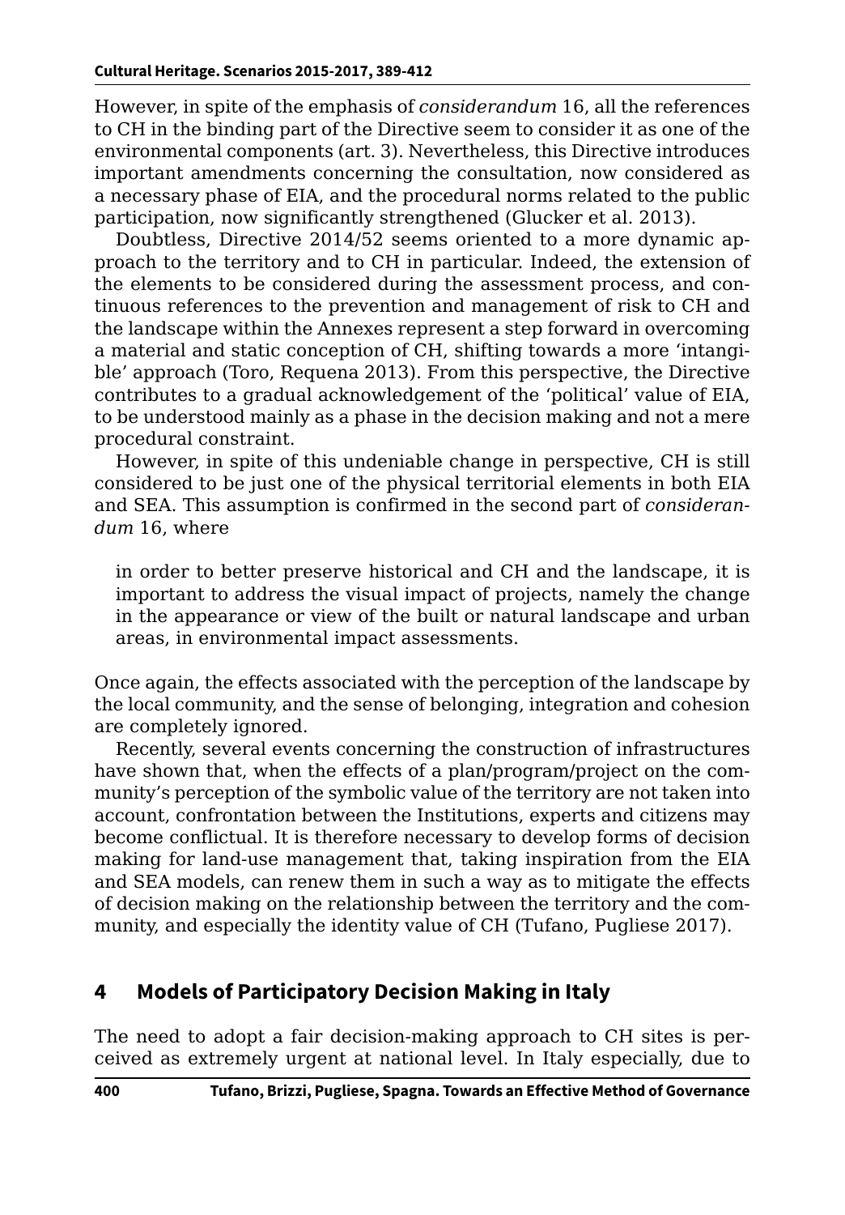However, in spite of the emphasis of *considerandum* 16, all the references to CH in the binding part of the Directive seem to consider it as one of the environmental components (art. 3). Nevertheless, this Directive introduces important amendments concerning the consultation, now considered as a necessary phase of EIA, and the procedural norms related to the public participation, now significantly strengthened (Glucker et al. 2013).

Doubtless, Directive 2014/52 seems oriented to a more dynamic approach to the territory and to CH in particular. Indeed, the extension of the elements to be considered during the assessment process, and continuous references to the prevention and management of risk to CH and the landscape within the Annexes represent a step forward in overcoming a material and static conception of CH, shifting towards a more 'intangible' approach (Toro, Requena 2013). From this perspective, the Directive contributes to a gradual acknowledgement of the 'political' value of EIA, to be understood mainly as a phase in the decision making and not a mere procedural constraint.

However, in spite of this undeniable change in perspective, CH is still considered to be just one of the physical territorial elements in both EIA and SEA. This assumption is confirmed in the second part of *considerandum* 16, where

> in order to better preserve historical and CH and the landscape, it is important to address the visual impact of projects, namely the change in the appearance or view of the built or natural landscape and urban areas, in environmental impact assessments.

Once again, the effects associated with the perception of the landscape by the local community, and the sense of belonging, integration and cohesion are completely ignored.

Recently, several events concerning the construction of infrastructures have shown that, when the effects of a plan/program/project on the community's perception of the symbolic value of the territory are not taken into account, confrontation between the Institutions, experts and citizens may become conflictual. It is therefore necessary to develop forms of decision making for land-use management that, taking inspiration from the EIA and SEA models, can renew them in such a way as to mitigate the effects of decision making on the relationship between the territory and the community, and especially the identity value of CH (Tufano, Pugliese 2017).

## 4 Models of Participatory Decision Making in Italy

The need to adopt a fair decision-making approach to CH sites is perceived as extremely urgent at national level. In Italy especially, due to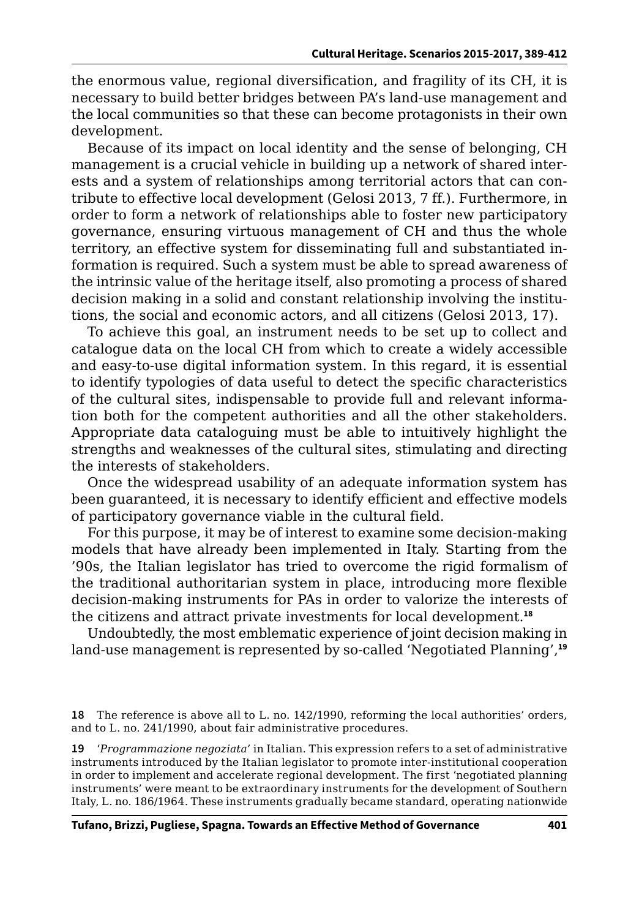the enormous value, regional diversification, and fragility of its CH, it is necessary to build better bridges between PA's land-use management and the local communities so that these can become protagonists in their own development.

Because of its impact on local identity and the sense of belonging, CH management is a crucial vehicle in building up a network of shared interests and a system of relationships among territorial actors that can contribute to effective local development (Gelosi 2013, 7 ff.). Furthermore, in order to form a network of relationships able to foster new participatory governance, ensuring virtuous management of CH and thus the whole territory, an effective system for disseminating full and substantiated information is required. Such a system must be able to spread awareness of the intrinsic value of the heritage itself, also promoting a process of shared decision making in a solid and constant relationship involving the institutions, the social and economic actors, and all citizens (Gelosi 2013, 17).

To achieve this goal, an instrument needs to be set up to collect and catalogue data on the local CH from which to create a widely accessible and easy-to-use digital information system. In this regard, it is essential to identify typologies of data useful to detect the specific characteristics of the cultural sites, indispensable to provide full and relevant information both for the competent authorities and all the other stakeholders. Appropriate data cataloguing must be able to intuitively highlight the strengths and weaknesses of the cultural sites, stimulating and directing the interests of stakeholders.

Once the widespread usability of an adequate information system has been guaranteed, it is necessary to identify efficient and effective models of participatory governance viable in the cultural field.

For this purpose, it may be of interest to examine some decision-making models that have already been implemented in Italy. Starting from the '90s, the Italian legislator has tried to overcome the rigid formalism of the traditional authoritarian system in place, introducing more flexible decision-making instruments for PAs in order to valorize the interests of the citizens and attract private investments for local development.[18]

Undoubtedly, the most emblematic experience of joint decision making in land-use management is represented by so-called 'Negotiated Planning',[19]

---

18 The reference is above all to L. no. 142/1990, reforming the local authorities' orders, and to L. no. 241/1990, about fair administrative procedures.

19 '*Programmazione negoziata*' in Italian. This expression refers to a set of administrative instruments introduced by the Italian legislator to promote inter-institutional cooperation in order to implement and accelerate regional development. The first 'negotiated planning instruments' were meant to be extraordinary instruments for the development of Southern Italy, L. no. 186/1964. These instruments gradually became standard, operating nationwide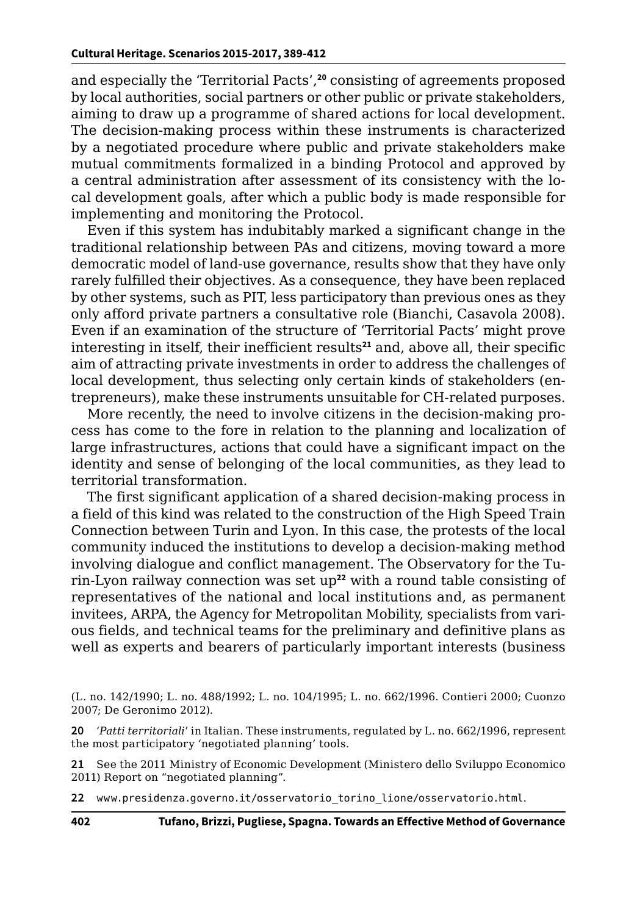and especially the 'Territorial Pacts',[20] consisting of agreements proposed by local authorities, social partners or other public or private stakeholders, aiming to draw up a programme of shared actions for local development. The decision-making process within these instruments is characterized by a negotiated procedure where public and private stakeholders make mutual commitments formalized in a binding Protocol and approved by a central administration after assessment of its consistency with the local development goals, after which a public body is made responsible for implementing and monitoring the Protocol.

Even if this system has indubitably marked a significant change in the traditional relationship between PAs and citizens, moving toward a more democratic model of land-use governance, results show that they have only rarely fulfilled their objectives. As a consequence, they have been replaced by other systems, such as PIT, less participatory than previous ones as they only afford private partners a consultative role (Bianchi, Casavola 2008). Even if an examination of the structure of 'Territorial Pacts' might prove interesting in itself, their inefficient results[21] and, above all, their specific aim of attracting private investments in order to address the challenges of local development, thus selecting only certain kinds of stakeholders (entrepreneurs), make these instruments unsuitable for CH-related purposes.

More recently, the need to involve citizens in the decision-making process has come to the fore in relation to the planning and localization of large infrastructures, actions that could have a significant impact on the identity and sense of belonging of the local communities, as they lead to territorial transformation.

The first significant application of a shared decision-making process in a field of this kind was related to the construction of the High Speed Train Connection between Turin and Lyon. In this case, the protests of the local community induced the institutions to develop a decision-making method involving dialogue and conflict management. The Observatory for the Turin-Lyon railway connection was set up[22] with a round table consisting of representatives of the national and local institutions and, as permanent invitees, ARPA, the Agency for Metropolitan Mobility, specialists from various fields, and technical teams for the preliminary and definitive plans as well as experts and bearers of particularly important interests (business

(L. no. 142/1990; L. no. 488/1992; L. no. 104/1995; L. no. 662/1996. Contieri 2000; Cuonzo 2007; De Geronimo 2012).

20 '*Patti territoriali*' in Italian. These instruments, regulated by L. no. 662/1996, represent the most participatory 'negotiated planning' tools.

21 See the 2011 Ministry of Economic Development (Ministero dello Sviluppo Economico 2011) Report on "negotiated planning".

22 www.presidenza.governo.it/osservatorio_torino_lione/osservatorio.html.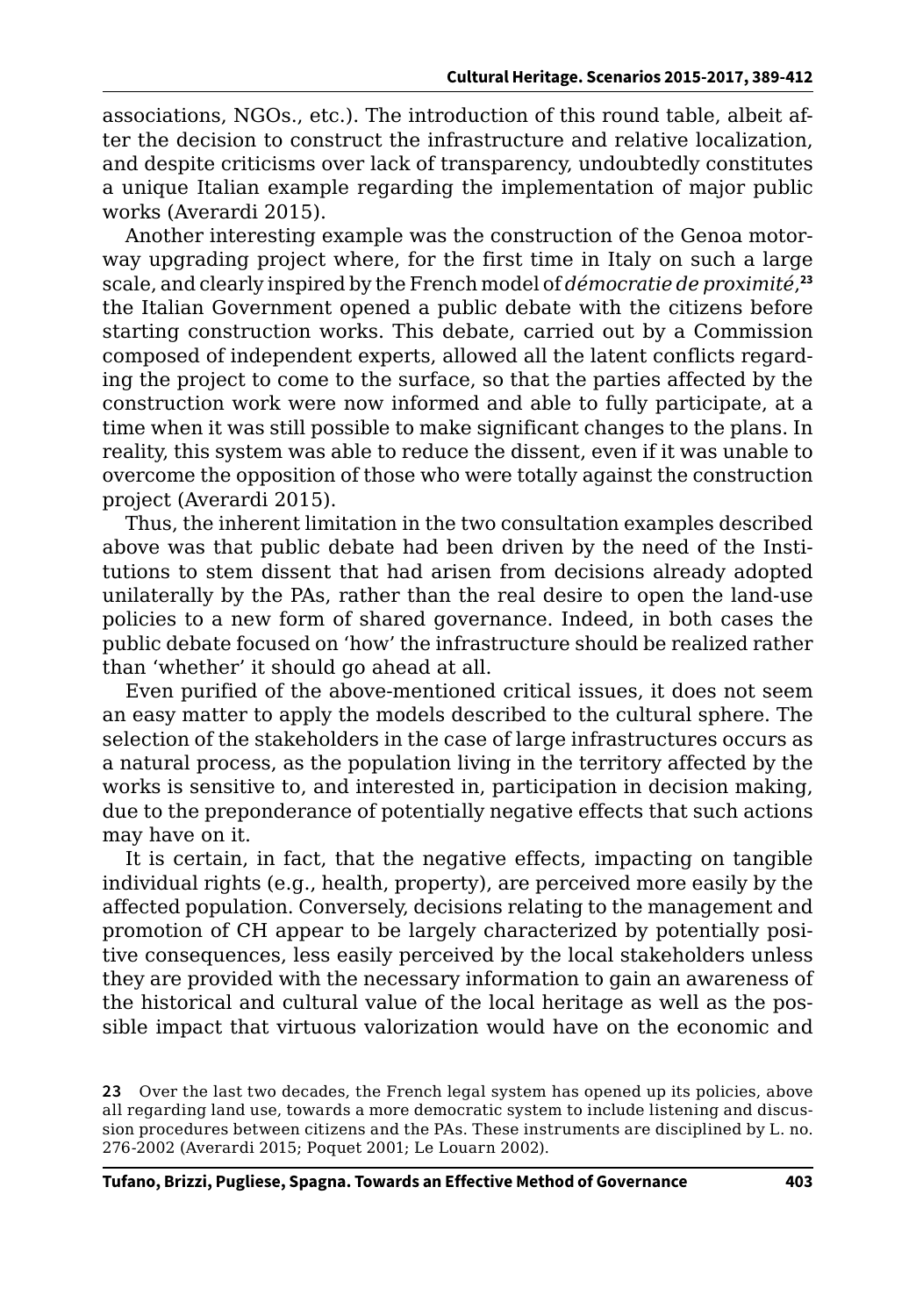associations, NGOs., etc.). The introduction of this round table, albeit after the decision to construct the infrastructure and relative localization, and despite criticisms over lack of transparency, undoubtedly constitutes a unique Italian example regarding the implementation of major public works (Averardi 2015).

Another interesting example was the construction of the Genoa motorway upgrading project where, for the first time in Italy on such a large scale, and clearly inspired by the French model of *démocratie de proximité*,[23] the Italian Government opened a public debate with the citizens before starting construction works. This debate, carried out by a Commission composed of independent experts, allowed all the latent conflicts regarding the project to come to the surface, so that the parties affected by the construction work were now informed and able to fully participate, at a time when it was still possible to make significant changes to the plans. In reality, this system was able to reduce the dissent, even if it was unable to overcome the opposition of those who were totally against the construction project (Averardi 2015).

Thus, the inherent limitation in the two consultation examples described above was that public debate had been driven by the need of the Institutions to stem dissent that had arisen from decisions already adopted unilaterally by the PAs, rather than the real desire to open the land-use policies to a new form of shared governance. Indeed, in both cases the public debate focused on 'how' the infrastructure should be realized rather than 'whether' it should go ahead at all.

Even purified of the above-mentioned critical issues, it does not seem an easy matter to apply the models described to the cultural sphere. The selection of the stakeholders in the case of large infrastructures occurs as a natural process, as the population living in the territory affected by the works is sensitive to, and interested in, participation in decision making, due to the preponderance of potentially negative effects that such actions may have on it.

It is certain, in fact, that the negative effects, impacting on tangible individual rights (e.g., health, property), are perceived more easily by the affected population. Conversely, decisions relating to the management and promotion of CH appear to be largely characterized by potentially positive consequences, less easily perceived by the local stakeholders unless they are provided with the necessary information to gain an awareness of the historical and cultural value of the local heritage as well as the possible impact that virtuous valorization would have on the economic and

**23** Over the last two decades, the French legal system has opened up its policies, above all regarding land use, towards a more democratic system to include listening and discussion procedures between citizens and the PAs. These instruments are disciplined by L. no. 276-2002 (Averardi 2015; Poquet 2001; Le Louarn 2002).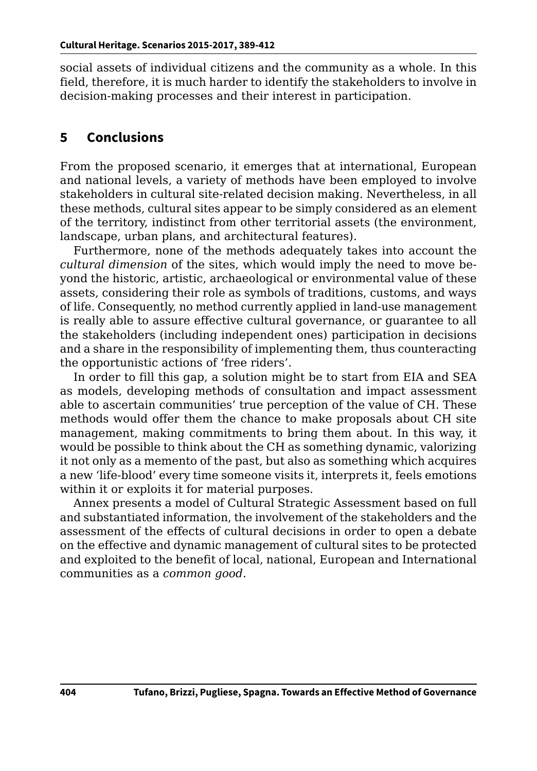social assets of individual citizens and the community as a whole. In this field, therefore, it is much harder to identify the stakeholders to involve in decision-making processes and their interest in participation.

## 5 Conclusions

From the proposed scenario, it emerges that at international, European and national levels, a variety of methods have been employed to involve stakeholders in cultural site-related decision making. Nevertheless, in all these methods, cultural sites appear to be simply considered as an element of the territory, indistinct from other territorial assets (the environment, landscape, urban plans, and architectural features).

Furthermore, none of the methods adequately takes into account the *cultural dimension* of the sites, which would imply the need to move beyond the historic, artistic, archaeological or environmental value of these assets, considering their role as symbols of traditions, customs, and ways of life. Consequently, no method currently applied in land-use management is really able to assure effective cultural governance, or guarantee to all the stakeholders (including independent ones) participation in decisions and a share in the responsibility of implementing them, thus counteracting the opportunistic actions of 'free riders'.

In order to fill this gap, a solution might be to start from EIA and SEA as models, developing methods of consultation and impact assessment able to ascertain communities' true perception of the value of CH. These methods would offer them the chance to make proposals about CH site management, making commitments to bring them about. In this way, it would be possible to think about the CH as something dynamic, valorizing it not only as a memento of the past, but also as something which acquires a new 'life-blood' every time someone visits it, interprets it, feels emotions within it or exploits it for material purposes.

Annex presents a model of Cultural Strategic Assessment based on full and substantiated information, the involvement of the stakeholders and the assessment of the effects of cultural decisions in order to open a debate on the effective and dynamic management of cultural sites to be protected and exploited to the benefit of local, national, European and International communities as a *common good*.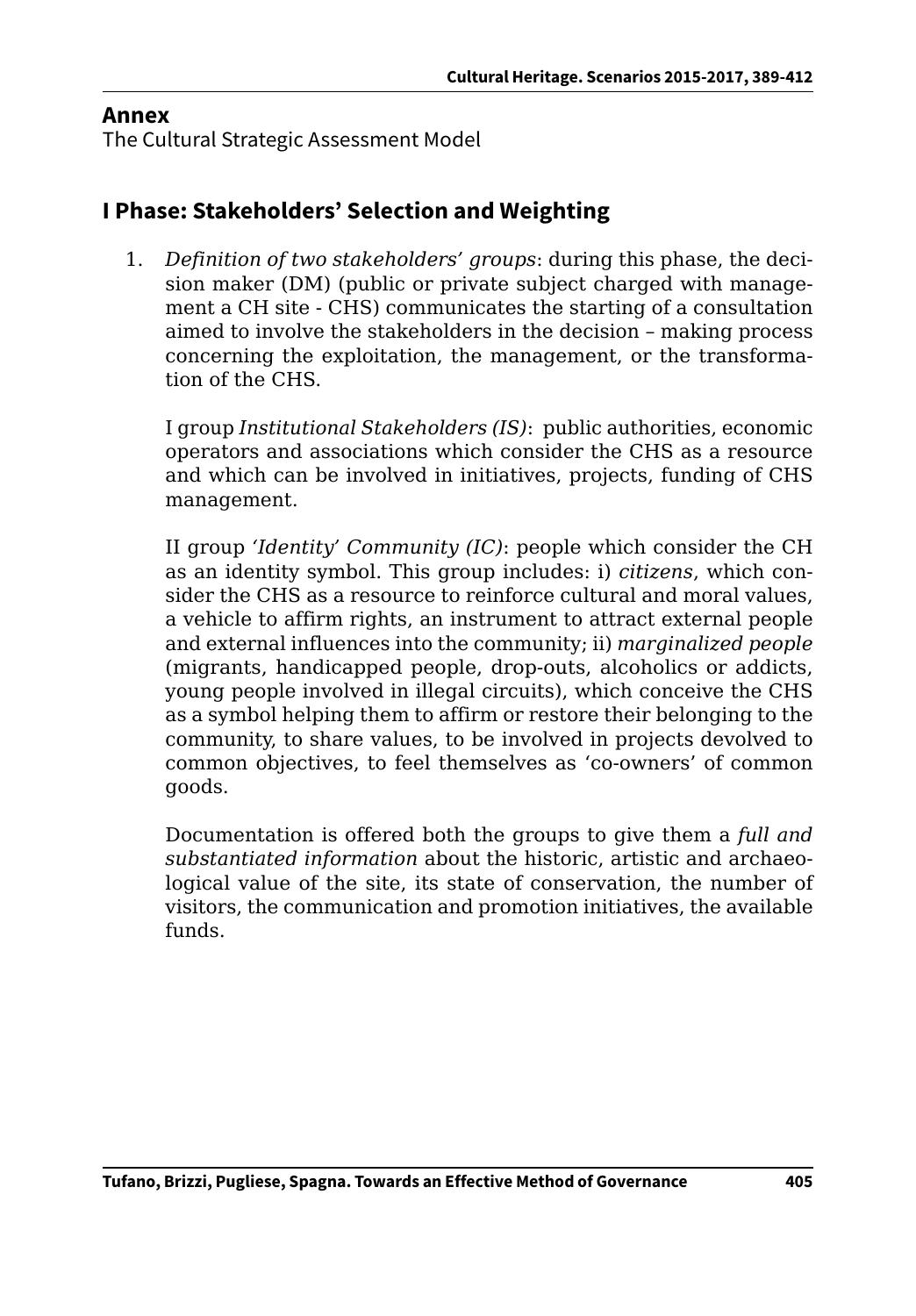## Annex

The Cultural Strategic Assessment Model

### I Phase: Stakeholders' Selection and Weighting

1. *Definition of two stakeholders' groups*: during this phase, the decision maker (DM) (public or private subject charged with management a CH site - CHS) communicates the starting of a consultation aimed to involve the stakeholders in the decision – making process concerning the exploitation, the management, or the transformation of the CHS.

   I group *Institutional Stakeholders (IS)*: public authorities, economic operators and associations which consider the CHS as a resource and which can be involved in initiatives, projects, funding of CHS management.

   II group *'Identity' Community (IC)*: people which consider the CH as an identity symbol. This group includes: i) *citizens*, which consider the CHS as a resource to reinforce cultural and moral values, a vehicle to affirm rights, an instrument to attract external people and external influences into the community; ii) *marginalized people* (migrants, handicapped people, drop-outs, alcoholics or addicts, young people involved in illegal circuits), which conceive the CHS as a symbol helping them to affirm or restore their belonging to the community, to share values, to be involved in projects devolved to common objectives, to feel themselves as 'co-owners' of common goods.

   Documentation is offered both the groups to give them a *full and substantiated information* about the historic, artistic and archaeological value of the site, its state of conservation, the number of visitors, the communication and promotion initiatives, the available funds.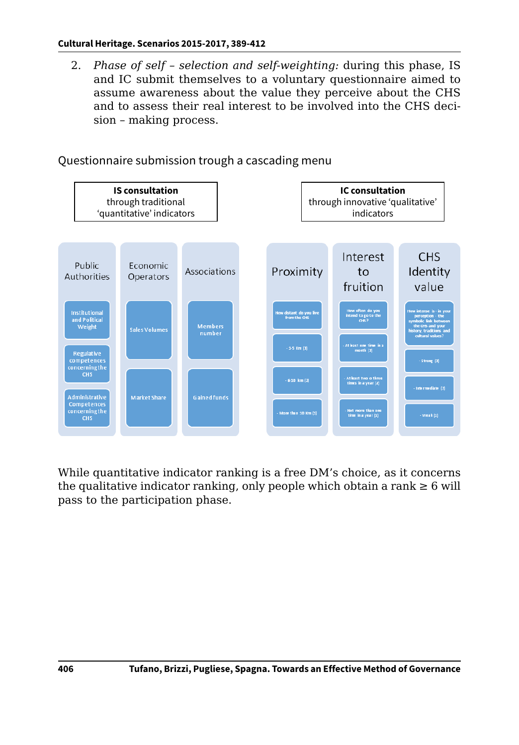2. *Phase of self – selection and self-weighting:* during this phase, IS and IC submit themselves to a voluntary questionnaire aimed to assume awareness about the value they perceive about the CHS and to assess their real interest to be involved into the CHS decision – making process.

Questionnaire submission trough a cascading menu

**IS consultation** through traditional 'quantitative' indicators

| Public Authorities | Economic Operators | Associations |
|---|---|---|
| Institutional and Political Weight | Sales Volumes | Members number |
| Regulative competences concerning the CHS | Market Share | Gained funds |
| Administrative Competences concerning the CHS | | |

**IC consultation** through innovative 'qualitative' indicators

| Proximity | Interest to fruition | CHS Identity value |
|---|---|---|
| How distant do you live from the CHS | How often do you intend to go to the CHS? | How intense is - in your perception - the symbolic link between the CHS and your history, traditions and cultural values? |
| - 1-5 Km (3) | - At least one time in a month (3) | - Strong (3) |
| - 6-10 km (2) | - At least two o three times in a year (2) | - Intermediate (2) |
| - More than 10 Km (1) | - Not more than one time in a year (1) | - Weak (1) |

While quantitative indicator ranking is a free DM's choice, as it concerns the qualitative indicator ranking, only people which obtain a rank ≥ 6 will pass to the participation phase.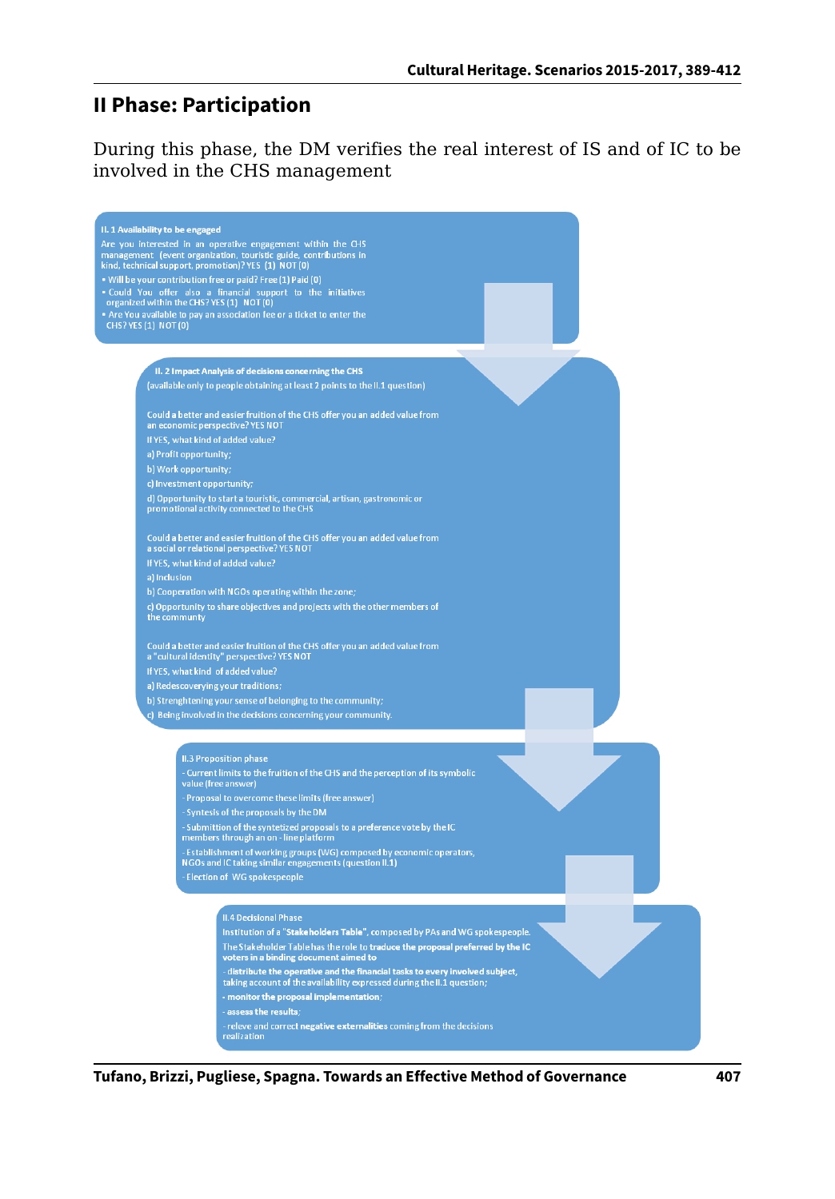## II Phase: Participation

During this phase, the DM verifies the real interest of IS and of IC to be involved in the CHS management

**II. 1 Availability to be engaged**

Are you interested in an operative engagement within the CHS management (event organization, touristic guide, contributions in kind, technical support, promotion)? YES (1) NOT (0)

- Will be your contribution free or paid? Free (1) Paid (0)
- Could You offer also a financial support to the initiatives organized within the CHS? YES (1) NOT (0)
- Are You available to pay an association fee or a ticket to enter the CHS? YES (1) NOT (0)

**II. 2 Impact Analysis of decisions concerning the CHS**

(available only to people obtaining at least 2 points to the II.1 question)

Could a better and easier fruition of the CHS offer you an added value from an economic perspective? YES NOT

If YES, what kind of added value?

a) Profit opportunity;

b) Work opportunity;

c) Investment opportunity;

d) Opportunity to start a touristic, commercial, artisan, gastronomic or promotional activity connected to the CHS

Could a better and easier fruition of the CHS offer you an added value from a social or relational perspective? YES NOT

If YES, what kind of added value?

a) Inclusion

b) Cooperation with NGOs operating within the zone;

c) Opportunity to share objectives and projects with the other members of the community

Could a better and easier fruition of the CHS offer you an added value from a "cultural identity" perspective? YES NOT

If YES, what kind of added value?

a) Redescoverying your traditions;

b) Strenghtening your sense of belonging to the community;

c) Being involved in the decisions concerning your community.

II.3 Proposition phase

- Current limits to the fruition of the CHS and the perception of its symbolic value (free answer)
- Proposal to overcome these limits (free answer)
- Syntesis of the proposals by the DM
- Submition of the syntetized proposals to a preference vote by the IC members through an on - line platform
- Establishment of working groups (WG) composed by economic operators, NGOs and IC taking similar engagements (question II.1)
- Election of WG spokespeople

II.4 Decisional Phase

Institution of a "**Stakeholders Table**", composed by PAs and WG spokespeople.

The Stakeholder Table has the role to **traduce the proposal preferred by the IC voters in a binding document aimed to**

- **distribute the operative and the financial tasks to every involved subject,** taking account of the availability expressed during the II.1 question;
- **monitor the proposal implementation**;
- **assess the results**;
- releve and correct **negative externalities** coming from the decisions realization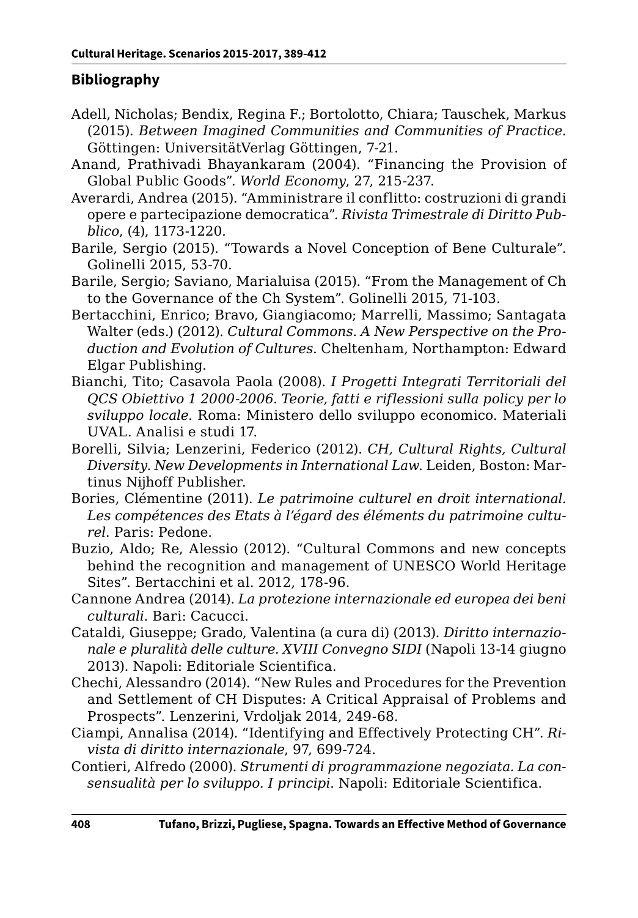## Bibliography

Adell, Nicholas; Bendix, Regina F.; Bortolotto, Chiara; Tauschek, Markus (2015). *Between Imagined Communities and Communities of Practice*. Göttingen: UniversitätVerlag Göttingen, 7-21.

Anand, Prathivadi Bhayankaram (2004). "Financing the Provision of Global Public Goods". *World Economy*, 27, 215-237.

Averardi, Andrea (2015). "Amministrare il conflitto: costruzioni di grandi opere e partecipazione democratica". *Rivista Trimestrale di Diritto Pubblico*, (4), 1173-1220.

Barile, Sergio (2015). "Towards a Novel Conception of Bene Culturale". Golinelli 2015, 53-70.

Barile, Sergio; Saviano, Marialuisa (2015). "From the Management of Ch to the Governance of the Ch System". Golinelli 2015, 71-103.

Bertacchini, Enrico; Bravo, Giangiacomo; Marrelli, Massimo; Santagata Walter (eds.) (2012). *Cultural Commons. A New Perspective on the Production and Evolution of Cultures*. Cheltenham, Northampton: Edward Elgar Publishing.

Bianchi, Tito; Casavola Paola (2008). *I Progetti Integrati Territoriali del QCS Obiettivo 1 2000-2006. Teorie, fatti e riflessioni sulla policy per lo sviluppo locale*. Roma: Ministero dello sviluppo economico. Materiali UVAL. Analisi e studi 17.

Borelli, Silvia; Lenzerini, Federico (2012). *CH, Cultural Rights, Cultural Diversity. New Developments in International Law*. Leiden, Boston: Martinus Nijhoff Publisher.

Bories, Clémentine (2011). *Le patrimoine culturel en droit international. Les compétences des Etats à l'égard des éléments du patrimoine culturel*. Paris: Pedone.

Buzio, Aldo; Re, Alessio (2012). "Cultural Commons and new concepts behind the recognition and management of UNESCO World Heritage Sites". Bertacchini et al. 2012, 178-96.

Cannone Andrea (2014). *La protezione internazionale ed europea dei beni culturali*. Bari: Cacucci.

Cataldi, Giuseppe; Grado, Valentina (a cura di) (2013). *Diritto internazionale e pluralità delle culture. XVIII Convegno SIDI* (Napoli 13-14 giugno 2013). Napoli: Editoriale Scientifica.

Chechi, Alessandro (2014). "New Rules and Procedures for the Prevention and Settlement of CH Disputes: A Critical Appraisal of Problems and Prospects". Lenzerini, Vrdoljak 2014, 249-68.

Ciampi, Annalisa (2014). "Identifying and Effectively Protecting CH". *Rivista di diritto internazionale*, 97, 699-724.

Contieri, Alfredo (2000). *Strumenti di programmazione negoziata. La consensualità per lo sviluppo. I principi*. Napoli: Editoriale Scientifica.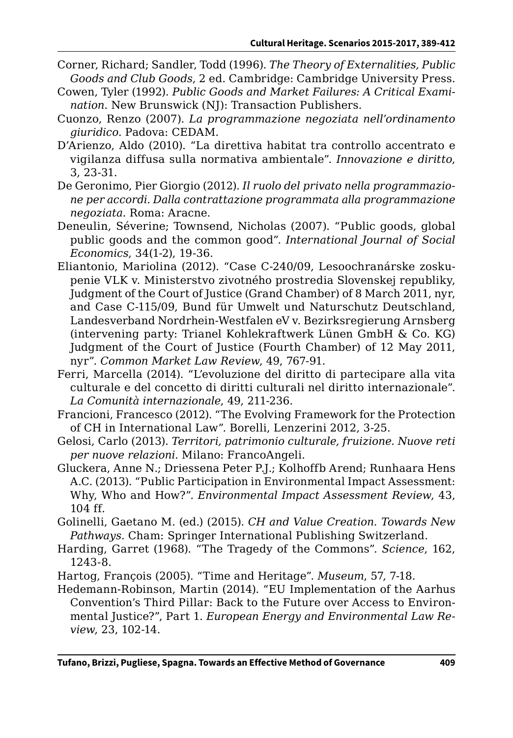Corner, Richard; Sandler, Todd (1996). *The Theory of Externalities, Public Goods and Club Goods*, 2 ed. Cambridge: Cambridge University Press.

Cowen, Tyler (1992). *Public Goods and Market Failures: A Critical Examination*. New Brunswick (NJ): Transaction Publishers.

Cuonzo, Renzo (2007). *La programmazione negoziata nell'ordinamento giuridico*. Padova: CEDAM.

D'Arienzo, Aldo (2010). "La direttiva habitat tra controllo accentrato e vigilanza diffusa sulla normativa ambientale". *Innovazione e diritto*, 3, 23-31.

De Geronimo, Pier Giorgio (2012). *Il ruolo del privato nella programmazione per accordi. Dalla contrattazione programmata alla programmazione negoziata*. Roma: Aracne.

Deneulin, Séverine; Townsend, Nicholas (2007). "Public goods, global public goods and the common good". *International Journal of Social Economics*, 34(1-2), 19-36.

Eliantonio, Mariolina (2012). "Case C-240/09, Lesoochranárske zoskupenie VLK v. Ministerstvo zivotného prostredia Slovenskej republiky, Judgment of the Court of Justice (Grand Chamber) of 8 March 2011, nyr, and Case C-115/09, Bund für Umwelt und Naturschutz Deutschland, Landesverband Nordrhein-Westfalen eV v. Bezirksregierung Arnsberg (intervening party: Trianel Kohlekraftwerk Lünen GmbH & Co. KG) Judgment of the Court of Justice (Fourth Chamber) of 12 May 2011, nyr". *Common Market Law Review*, 49, 767-91.

Ferri, Marcella (2014). "L'evoluzione del diritto di partecipare alla vita culturale e del concetto di diritti culturali nel diritto internazionale". *La Comunità internazionale*, 49, 211-236.

Francioni, Francesco (2012). "The Evolving Framework for the Protection of CH in International Law". Borelli, Lenzerini 2012, 3-25.

Gelosi, Carlo (2013). *Territori, patrimonio culturale, fruizione. Nuove reti per nuove relazioni*. Milano: FrancoAngeli.

Gluckera, Anne N.; Driessena Peter P.J.; Kolhoffb Arend; Runhaara Hens A.C. (2013). "Public Participation in Environmental Impact Assessment: Why, Who and How?". *Environmental Impact Assessment Review*, 43, 104 ff.

Golinelli, Gaetano M. (ed.) (2015). *CH and Value Creation. Towards New Pathways*. Cham: Springer International Publishing Switzerland.

Harding, Garret (1968). "The Tragedy of the Commons". *Science*, 162, 1243-8.

Hartog, François (2005). "Time and Heritage". *Museum*, 57, 7-18.

Hedemann-Robinson, Martin (2014). "EU Implementation of the Aarhus Convention's Third Pillar: Back to the Future over Access to Environmental Justice?", Part 1. *European Energy and Environmental Law Review*, 23, 102-14.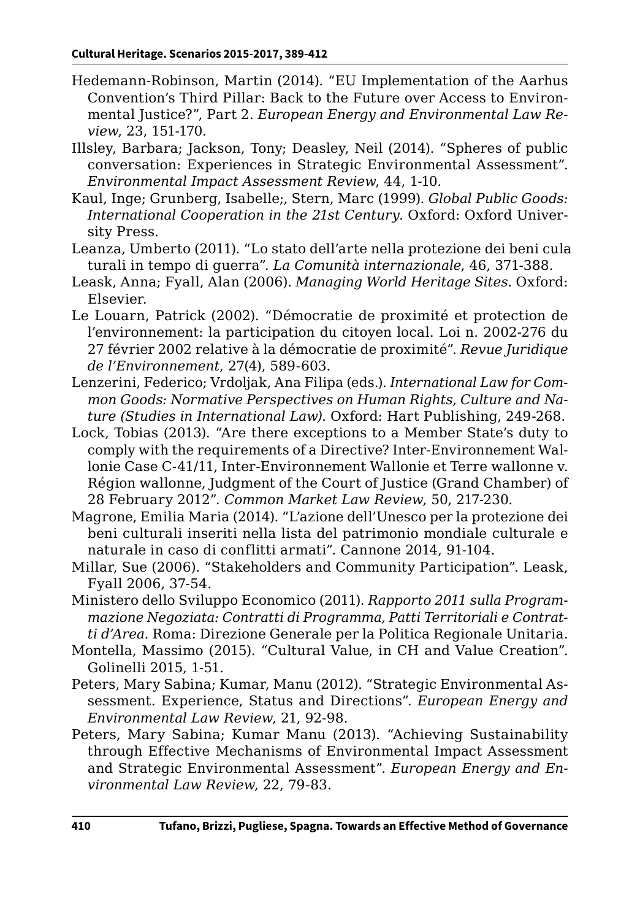Hedemann-Robinson, Martin (2014). "EU Implementation of the Aarhus Convention's Third Pillar: Back to the Future over Access to Environmental Justice?", Part 2. *European Energy and Environmental Law Review*, 23, 151-170.

Illsley, Barbara; Jackson, Tony; Deasley, Neil (2014). "Spheres of public conversation: Experiences in Strategic Environmental Assessment". *Environmental Impact Assessment Review*, 44, 1-10.

Kaul, Inge; Grunberg, Isabelle;, Stern, Marc (1999). *Global Public Goods: International Cooperation in the 21st Century*. Oxford: Oxford University Press.

Leanza, Umberto (2011). "Lo stato dell'arte nella protezione dei beni cula turali in tempo di guerra". *La Comunità internazionale*, 46, 371-388.

Leask, Anna; Fyall, Alan (2006). *Managing World Heritage Sites*. Oxford: Elsevier.

Le Louarn, Patrick (2002). "Démocratie de proximité et protection de l'environnement: la participation du citoyen local. Loi n. 2002-276 du 27 février 2002 relative à la démocratie de proximité". *Revue Juridique de l'Environnement*, 27(4), 589-603.

Lenzerini, Federico; Vrdoljak, Ana Filipa (eds.). *International Law for Common Goods: Normative Perspectives on Human Rights, Culture and Nature (Studies in International Law)*. Oxford: Hart Publishing, 249-268.

Lock, Tobias (2013). "Are there exceptions to a Member State's duty to comply with the requirements of a Directive? Inter-Environnement Wallonie Case C-41/11, Inter-Environnement Wallonie et Terre wallonne v. Région wallonne, Judgment of the Court of Justice (Grand Chamber) of 28 February 2012". *Common Market Law Review*, 50, 217-230.

Magrone, Emilia Maria (2014). "L'azione dell'Unesco per la protezione dei beni culturali inseriti nella lista del patrimonio mondiale culturale e naturale in caso di conflitti armati". Cannone 2014, 91-104.

Millar, Sue (2006). "Stakeholders and Community Participation". Leask, Fyall 2006, 37-54.

Ministero dello Sviluppo Economico (2011). *Rapporto 2011 sulla Programmazione Negoziata: Contratti di Programma, Patti Territoriali e Contratti d'Area*. Roma: Direzione Generale per la Politica Regionale Unitaria.

Montella, Massimo (2015). "Cultural Value, in CH and Value Creation". Golinelli 2015, 1-51.

Peters, Mary Sabina; Kumar, Manu (2012). "Strategic Environmental Assessment. Experience, Status and Directions". *European Energy and Environmental Law Review*, 21, 92-98.

Peters, Mary Sabina; Kumar Manu (2013). "Achieving Sustainability through Effective Mechanisms of Environmental Impact Assessment and Strategic Environmental Assessment". *European Energy and Environmental Law Review*, 22, 79-83.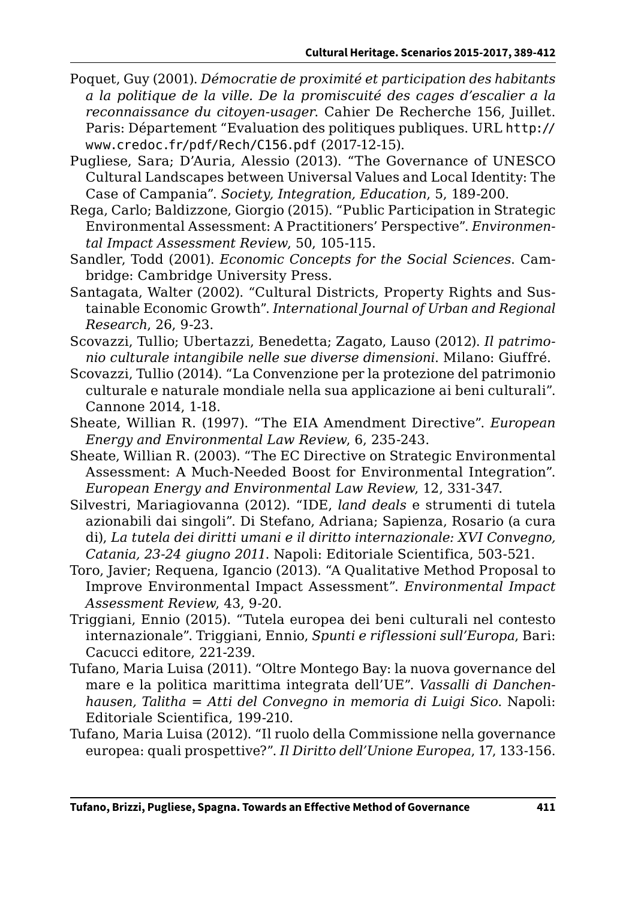Poquet, Guy (2001). *Démocratie de proximité et participation des habitants a la politique de la ville. De la promiscuité des cages d'escalier a la reconnaissance du citoyen-usager*. Cahier De Recherche 156, Juillet. Paris: Département "Evaluation des politiques publiques. URL http://www.credoc.fr/pdf/Rech/C156.pdf (2017-12-15).

Pugliese, Sara; D'Auria, Alessio (2013). "The Governance of UNESCO Cultural Landscapes between Universal Values and Local Identity: The Case of Campania". *Society, Integration, Education*, 5, 189-200.

Rega, Carlo; Baldizzone, Giorgio (2015). "Public Participation in Strategic Environmental Assessment: A Practitioners' Perspective". *Environmental Impact Assessment Review*, 50, 105-115.

Sandler, Todd (2001). *Economic Concepts for the Social Sciences*. Cambridge: Cambridge University Press.

Santagata, Walter (2002). "Cultural Districts, Property Rights and Sustainable Economic Growth". *International Journal of Urban and Regional Research*, 26, 9-23.

Scovazzi, Tullio; Ubertazzi, Benedetta; Zagato, Lauso (2012). *Il patrimonio culturale intangibile nelle sue diverse dimensioni*. Milano: Giuffré.

Scovazzi, Tullio (2014). "La Convenzione per la protezione del patrimonio culturale e naturale mondiale nella sua applicazione ai beni culturali". Cannone 2014, 1-18.

Sheate, Willian R. (1997). "The EIA Amendment Directive". *European Energy and Environmental Law Review*, 6, 235-243.

Sheate, Willian R. (2003). "The EC Directive on Strategic Environmental Assessment: A Much-Needed Boost for Environmental Integration". *European Energy and Environmental Law Review*, 12, 331-347.

Silvestri, Mariagiovanna (2012). "IDE, *land deals* e strumenti di tutela azionabili dai singoli". Di Stefano, Adriana; Sapienza, Rosario (a cura di), *La tutela dei diritti umani e il diritto internazionale: XVI Convegno, Catania, 23-24 giugno 2011*. Napoli: Editoriale Scientifica, 503-521.

Toro, Javier; Requena, Igancio (2013). "A Qualitative Method Proposal to Improve Environmental Impact Assessment". *Environmental Impact Assessment Review*, 43, 9-20.

Triggiani, Ennio (2015). "Tutela europea dei beni culturali nel contesto internazionale". Triggiani, Ennio, *Spunti e riflessioni sull'Europa*, Bari: Cacucci editore, 221-239.

Tufano, Maria Luisa (2011). "Oltre Montego Bay: la nuova governance del mare e la politica marittima integrata dell'UE". *Vassalli di Danchenhausen, Talitha = Atti del Convegno in memoria di Luigi Sico*. Napoli: Editoriale Scientifica, 199-210.

Tufano, Maria Luisa (2012). "Il ruolo della Commissione nella governance europea: quali prospettive?". *Il Diritto dell'Unione Europea*, 17, 133-156.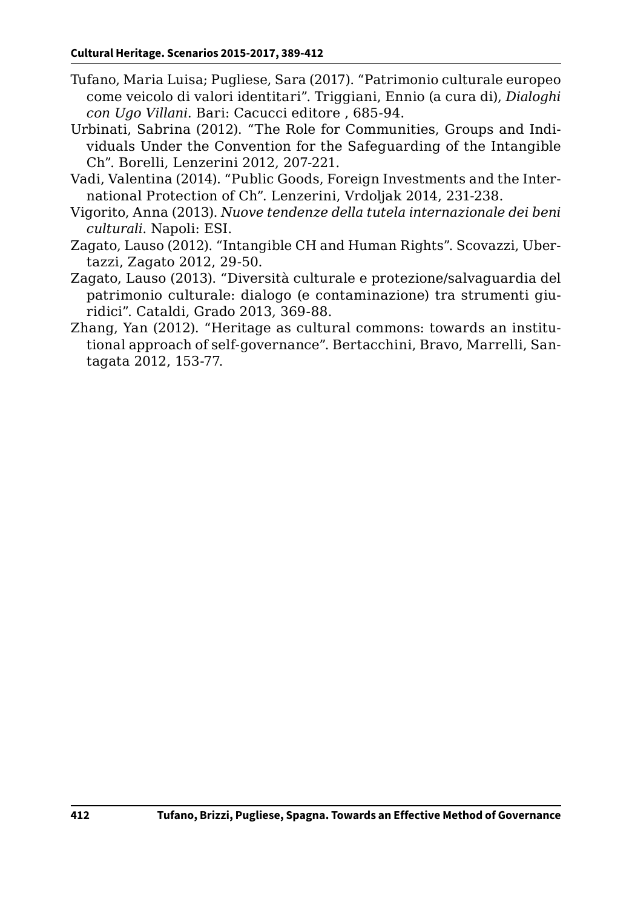Tufano, Maria Luisa; Pugliese, Sara (2017). "Patrimonio culturale europeo come veicolo di valori identitari". Triggiani, Ennio (a cura di), *Dialoghi con Ugo Villani*. Bari: Cacucci editore , 685-94.

Urbinati, Sabrina (2012). "The Role for Communities, Groups and Individuals Under the Convention for the Safeguarding of the Intangible Ch". Borelli, Lenzerini 2012, 207-221.

Vadi, Valentina (2014). "Public Goods, Foreign Investments and the International Protection of Ch". Lenzerini, Vrdoljak 2014, 231-238.

Vigorito, Anna (2013). *Nuove tendenze della tutela internazionale dei beni culturali*. Napoli: ESI.

Zagato, Lauso (2012). "Intangible CH and Human Rights". Scovazzi, Ubertazzi, Zagato 2012, 29-50.

Zagato, Lauso (2013). "Diversità culturale e protezione/salvaguardia del patrimonio culturale: dialogo (e contaminazione) tra strumenti giuridici". Cataldi, Grado 2013, 369-88.

Zhang, Yan (2012). "Heritage as cultural commons: towards an institutional approach of self-governance". Bertacchini, Bravo, Marrelli, Santagata 2012, 153-77.